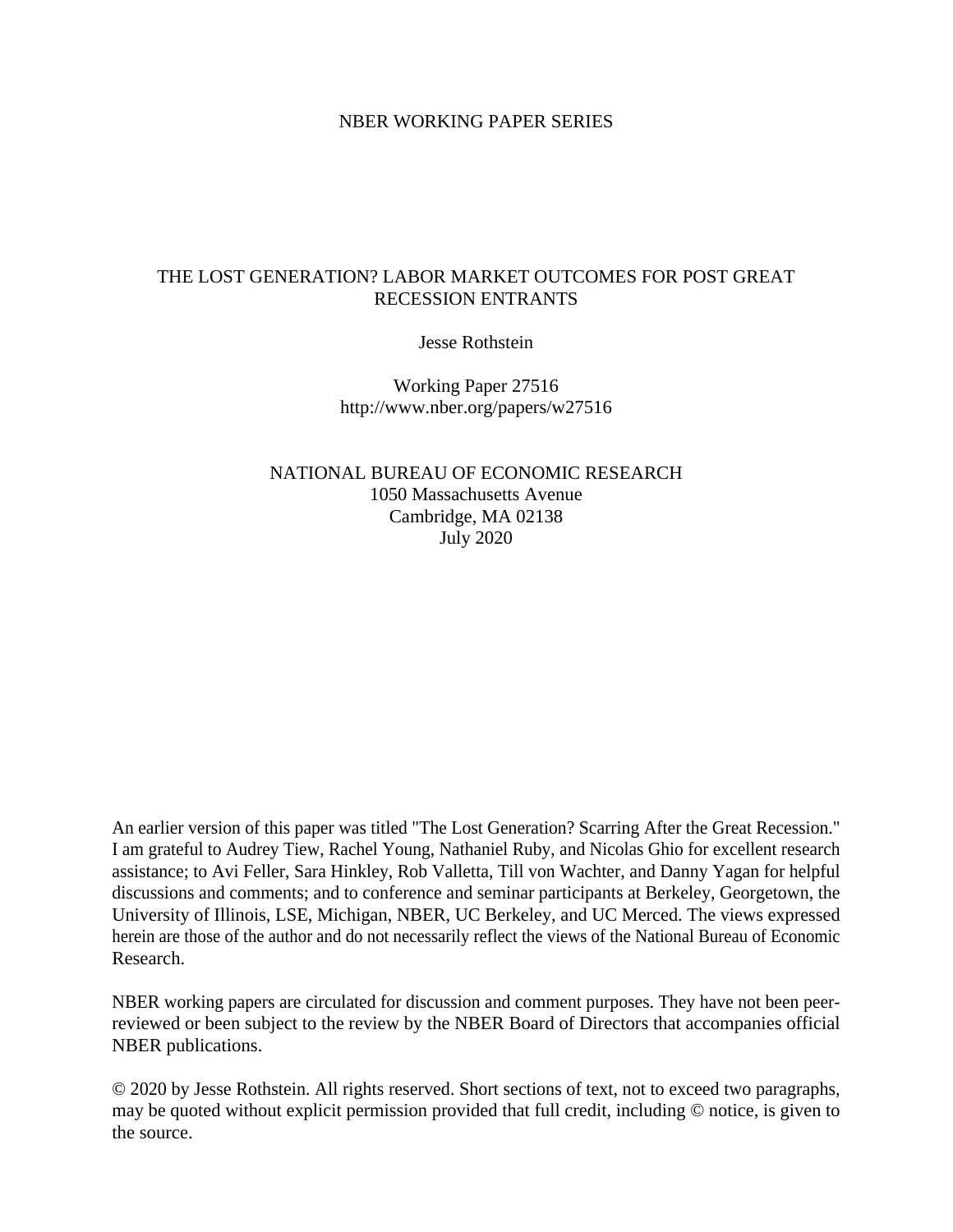NBER WORKING PAPER SERIES

# THE LOST GENERATION? LABOR MARKET OUTCOMES FOR POST GREAT RECESSION ENTRANTS

Jesse Rothstein

Working Paper 27516
http://www.nber.org/papers/w27516

NATIONAL BUREAU OF ECONOMIC RESEARCH
1050 Massachusetts Avenue
Cambridge, MA 02138
July 2020

An earlier version of this paper was titled "The Lost Generation? Scarring After the Great Recession." I am grateful to Audrey Tiew, Rachel Young, Nathaniel Ruby, and Nicolas Ghio for excellent research assistance; to Avi Feller, Sara Hinkley, Rob Valletta, Till von Wachter, and Danny Yagan for helpful discussions and comments; and to conference and seminar participants at Berkeley, Georgetown, the University of Illinois, LSE, Michigan, NBER, UC Berkeley, and UC Merced. The views expressed herein are those of the author and do not necessarily reflect the views of the National Bureau of Economic Research.

NBER working papers are circulated for discussion and comment purposes. They have not been peer-reviewed or been subject to the review by the NBER Board of Directors that accompanies official NBER publications.

© 2020 by Jesse Rothstein. All rights reserved. Short sections of text, not to exceed two paragraphs, may be quoted without explicit permission provided that full credit, including © notice, is given to the source.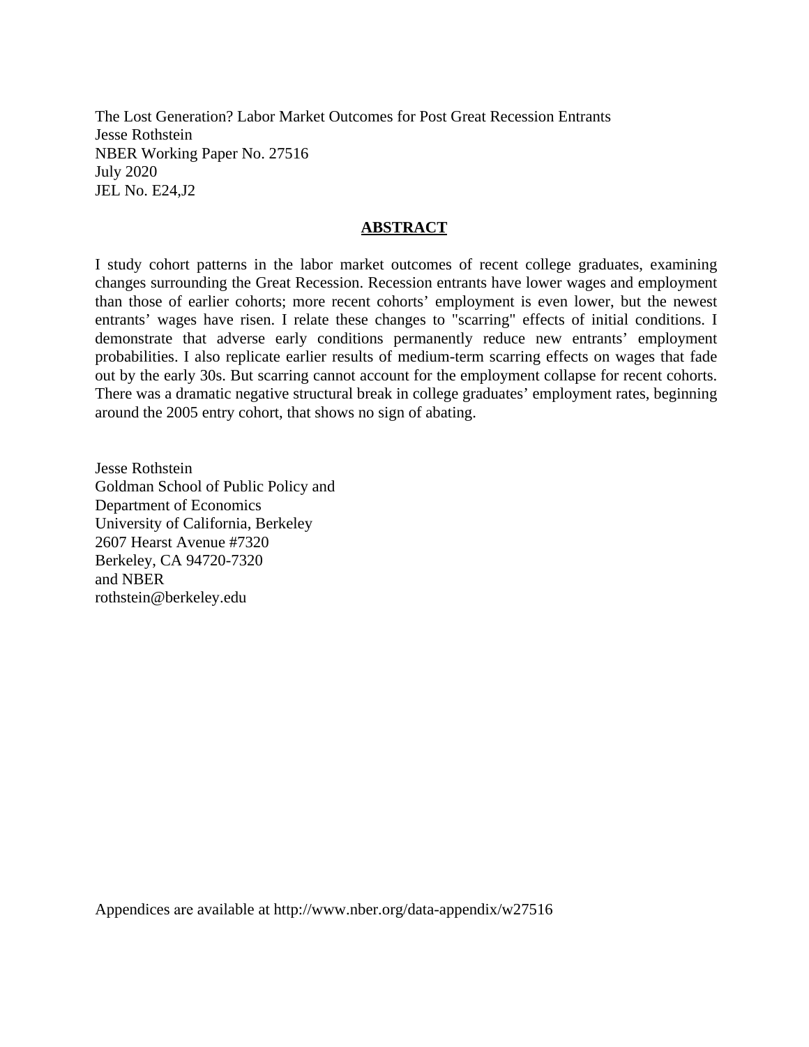The Lost Generation? Labor Market Outcomes for Post Great Recession Entrants
Jesse Rothstein
NBER Working Paper No. 27516
July 2020
JEL No. E24,J2

## ABSTRACT

I study cohort patterns in the labor market outcomes of recent college graduates, examining changes surrounding the Great Recession. Recession entrants have lower wages and employment than those of earlier cohorts; more recent cohorts' employment is even lower, but the newest entrants' wages have risen. I relate these changes to "scarring" effects of initial conditions. I demonstrate that adverse early conditions permanently reduce new entrants' employment probabilities. I also replicate earlier results of medium-term scarring effects on wages that fade out by the early 30s. But scarring cannot account for the employment collapse for recent cohorts. There was a dramatic negative structural break in college graduates' employment rates, beginning around the 2005 entry cohort, that shows no sign of abating.

Jesse Rothstein
Goldman School of Public Policy and
Department of Economics
University of California, Berkeley
2607 Hearst Avenue #7320
Berkeley, CA 94720-7320
and NBER
rothstein@berkeley.edu

Appendices are available at http://www.nber.org/data-appendix/w27516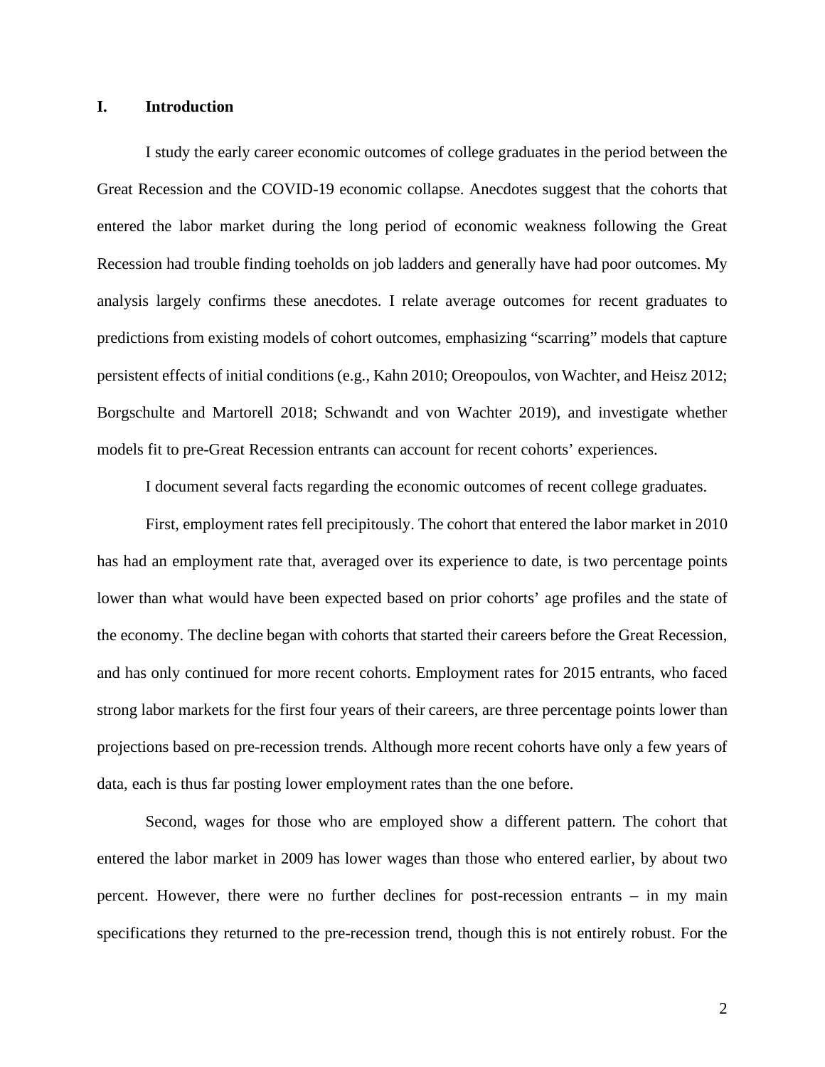## I. Introduction

I study the early career economic outcomes of college graduates in the period between the Great Recession and the COVID-19 economic collapse. Anecdotes suggest that the cohorts that entered the labor market during the long period of economic weakness following the Great Recession had trouble finding toeholds on job ladders and generally have had poor outcomes. My analysis largely confirms these anecdotes. I relate average outcomes for recent graduates to predictions from existing models of cohort outcomes, emphasizing "scarring" models that capture persistent effects of initial conditions (e.g., Kahn 2010; Oreopoulos, von Wachter, and Heisz 2012; Borgschulte and Martorell 2018; Schwandt and von Wachter 2019), and investigate whether models fit to pre-Great Recession entrants can account for recent cohorts' experiences.

I document several facts regarding the economic outcomes of recent college graduates.

First, employment rates fell precipitously. The cohort that entered the labor market in 2010 has had an employment rate that, averaged over its experience to date, is two percentage points lower than what would have been expected based on prior cohorts' age profiles and the state of the economy. The decline began with cohorts that started their careers before the Great Recession, and has only continued for more recent cohorts. Employment rates for 2015 entrants, who faced strong labor markets for the first four years of their careers, are three percentage points lower than projections based on pre-recession trends. Although more recent cohorts have only a few years of data, each is thus far posting lower employment rates than the one before.

Second, wages for those who are employed show a different pattern. The cohort that entered the labor market in 2009 has lower wages than those who entered earlier, by about two percent. However, there were no further declines for post-recession entrants – in my main specifications they returned to the pre-recession trend, though this is not entirely robust. For the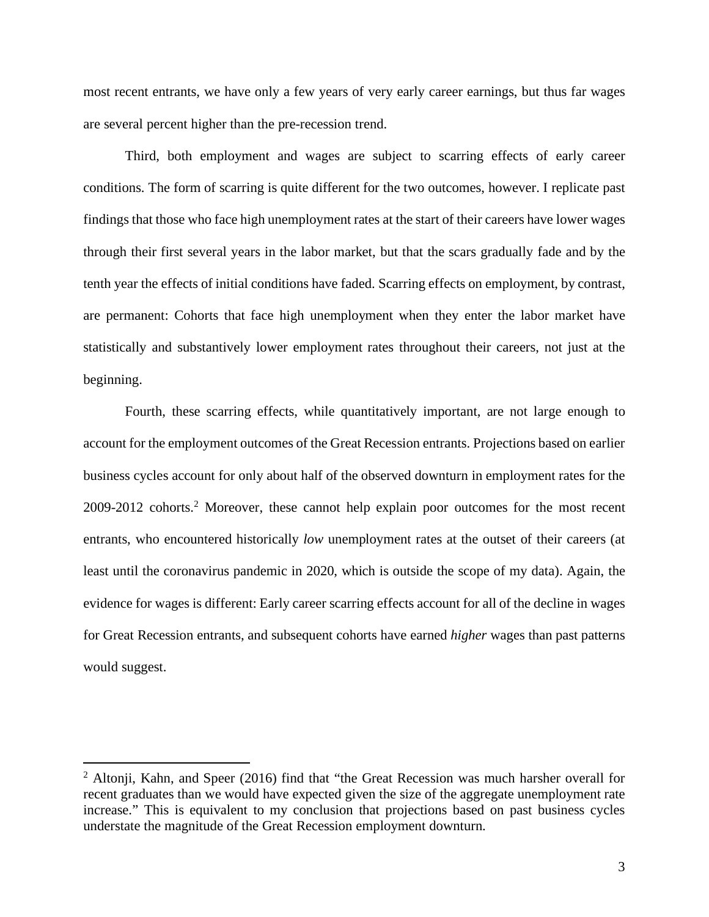most recent entrants, we have only a few years of very early career earnings, but thus far wages are several percent higher than the pre-recession trend.

Third, both employment and wages are subject to scarring effects of early career conditions. The form of scarring is quite different for the two outcomes, however. I replicate past findings that those who face high unemployment rates at the start of their careers have lower wages through their first several years in the labor market, but that the scars gradually fade and by the tenth year the effects of initial conditions have faded. Scarring effects on employment, by contrast, are permanent: Cohorts that face high unemployment when they enter the labor market have statistically and substantively lower employment rates throughout their careers, not just at the beginning.

Fourth, these scarring effects, while quantitatively important, are not large enough to account for the employment outcomes of the Great Recession entrants. Projections based on earlier business cycles account for only about half of the observed downturn in employment rates for the 2009-2012 cohorts.[2] Moreover, these cannot help explain poor outcomes for the most recent entrants, who encountered historically *low* unemployment rates at the outset of their careers (at least until the coronavirus pandemic in 2020, which is outside the scope of my data). Again, the evidence for wages is different: Early career scarring effects account for all of the decline in wages for Great Recession entrants, and subsequent cohorts have earned *higher* wages than past patterns would suggest.

[2] Altonji, Kahn, and Speer (2016) find that "the Great Recession was much harsher overall for recent graduates than we would have expected given the size of the aggregate unemployment rate increase." This is equivalent to my conclusion that projections based on past business cycles understate the magnitude of the Great Recession employment downturn.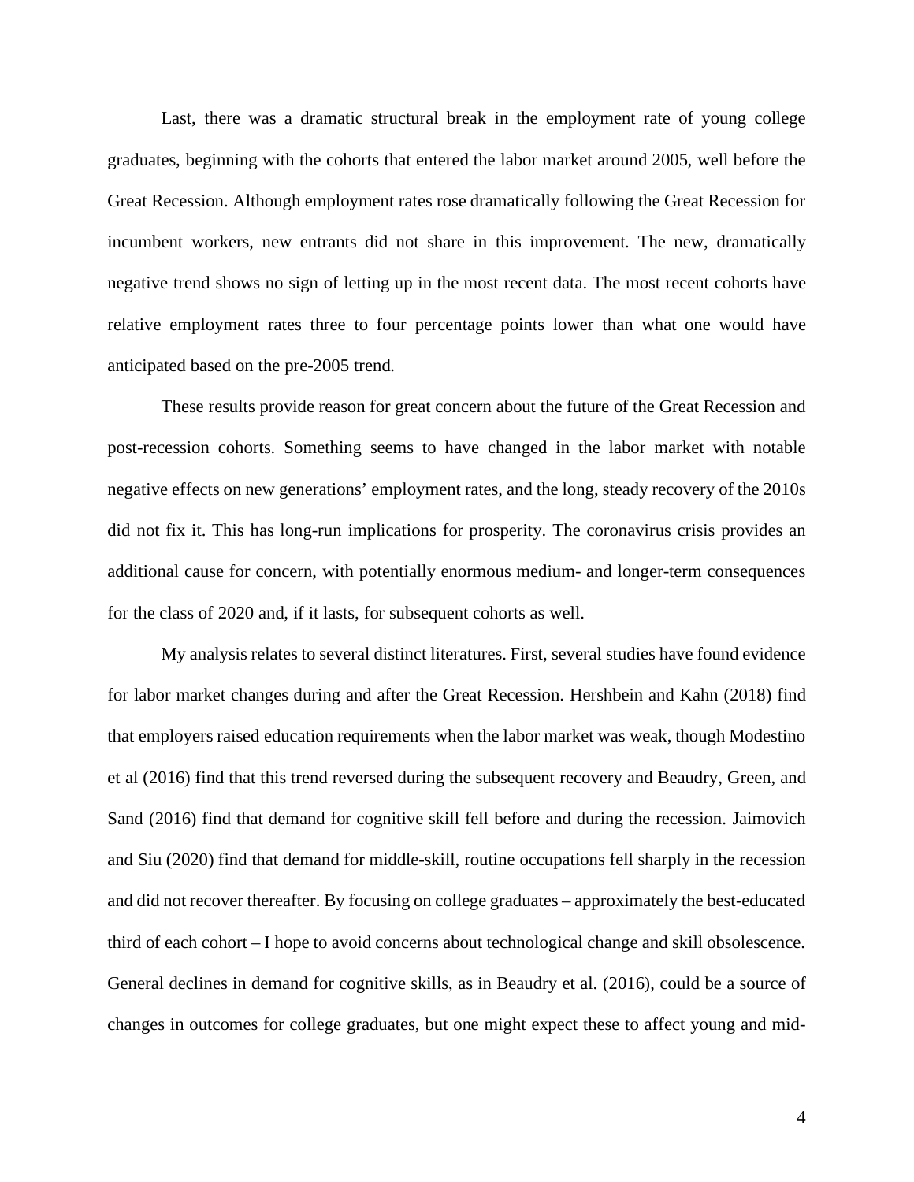Last, there was a dramatic structural break in the employment rate of young college graduates, beginning with the cohorts that entered the labor market around 2005, well before the Great Recession. Although employment rates rose dramatically following the Great Recession for incumbent workers, new entrants did not share in this improvement. The new, dramatically negative trend shows no sign of letting up in the most recent data. The most recent cohorts have relative employment rates three to four percentage points lower than what one would have anticipated based on the pre-2005 trend.

These results provide reason for great concern about the future of the Great Recession and post-recession cohorts. Something seems to have changed in the labor market with notable negative effects on new generations' employment rates, and the long, steady recovery of the 2010s did not fix it. This has long-run implications for prosperity. The coronavirus crisis provides an additional cause for concern, with potentially enormous medium- and longer-term consequences for the class of 2020 and, if it lasts, for subsequent cohorts as well.

My analysis relates to several distinct literatures. First, several studies have found evidence for labor market changes during and after the Great Recession. Hershbein and Kahn (2018) find that employers raised education requirements when the labor market was weak, though Modestino et al (2016) find that this trend reversed during the subsequent recovery and Beaudry, Green, and Sand (2016) find that demand for cognitive skill fell before and during the recession. Jaimovich and Siu (2020) find that demand for middle-skill, routine occupations fell sharply in the recession and did not recover thereafter. By focusing on college graduates – approximately the best-educated third of each cohort – I hope to avoid concerns about technological change and skill obsolescence. General declines in demand for cognitive skills, as in Beaudry et al. (2016), could be a source of changes in outcomes for college graduates, but one might expect these to affect young and mid-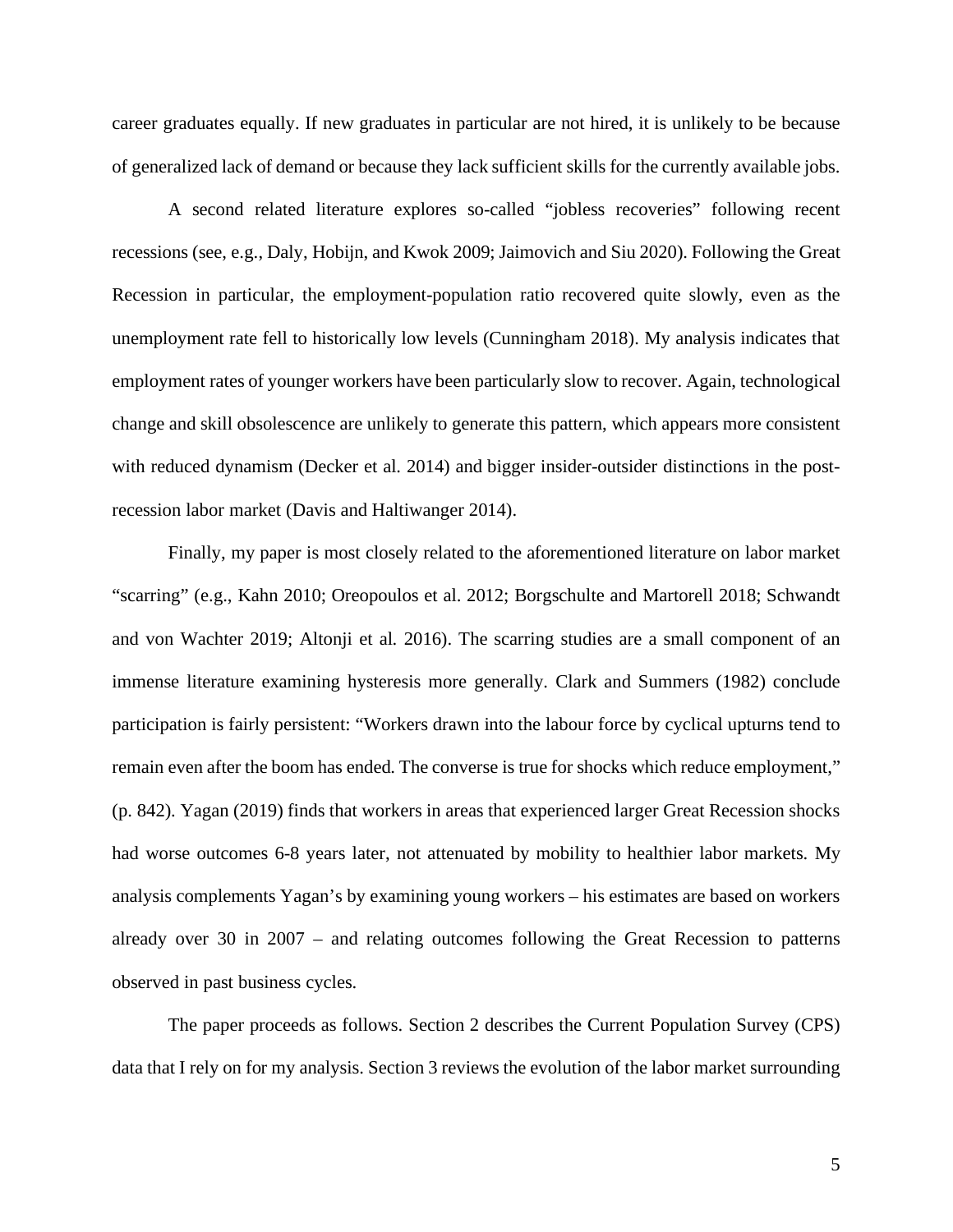career graduates equally. If new graduates in particular are not hired, it is unlikely to be because of generalized lack of demand or because they lack sufficient skills for the currently available jobs.

A second related literature explores so-called "jobless recoveries" following recent recessions (see, e.g., Daly, Hobijn, and Kwok 2009; Jaimovich and Siu 2020). Following the Great Recession in particular, the employment-population ratio recovered quite slowly, even as the unemployment rate fell to historically low levels (Cunningham 2018). My analysis indicates that employment rates of younger workers have been particularly slow to recover. Again, technological change and skill obsolescence are unlikely to generate this pattern, which appears more consistent with reduced dynamism (Decker et al. 2014) and bigger insider-outsider distinctions in the post-recession labor market (Davis and Haltiwanger 2014).

Finally, my paper is most closely related to the aforementioned literature on labor market "scarring" (e.g., Kahn 2010; Oreopoulos et al. 2012; Borgschulte and Martorell 2018; Schwandt and von Wachter 2019; Altonji et al. 2016). The scarring studies are a small component of an immense literature examining hysteresis more generally. Clark and Summers (1982) conclude participation is fairly persistent: "Workers drawn into the labour force by cyclical upturns tend to remain even after the boom has ended. The converse is true for shocks which reduce employment," (p. 842). Yagan (2019) finds that workers in areas that experienced larger Great Recession shocks had worse outcomes 6-8 years later, not attenuated by mobility to healthier labor markets. My analysis complements Yagan's by examining young workers – his estimates are based on workers already over 30 in 2007 – and relating outcomes following the Great Recession to patterns observed in past business cycles.

The paper proceeds as follows. Section 2 describes the Current Population Survey (CPS) data that I rely on for my analysis. Section 3 reviews the evolution of the labor market surrounding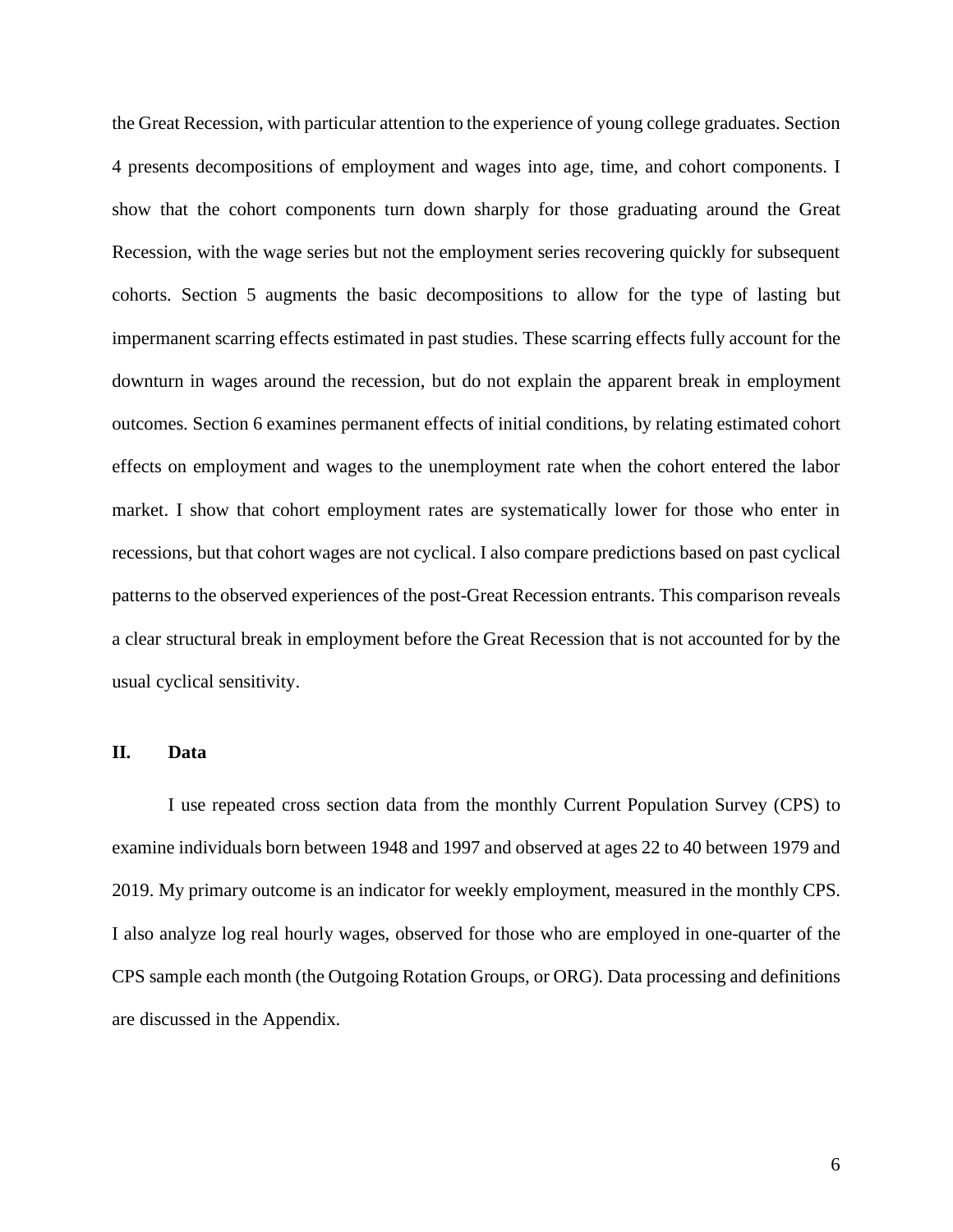the Great Recession, with particular attention to the experience of young college graduates. Section 4 presents decompositions of employment and wages into age, time, and cohort components. I show that the cohort components turn down sharply for those graduating around the Great Recession, with the wage series but not the employment series recovering quickly for subsequent cohorts. Section 5 augments the basic decompositions to allow for the type of lasting but impermanent scarring effects estimated in past studies. These scarring effects fully account for the downturn in wages around the recession, but do not explain the apparent break in employment outcomes. Section 6 examines permanent effects of initial conditions, by relating estimated cohort effects on employment and wages to the unemployment rate when the cohort entered the labor market. I show that cohort employment rates are systematically lower for those who enter in recessions, but that cohort wages are not cyclical. I also compare predictions based on past cyclical patterns to the observed experiences of the post-Great Recession entrants. This comparison reveals a clear structural break in employment before the Great Recession that is not accounted for by the usual cyclical sensitivity.

## II. Data

I use repeated cross section data from the monthly Current Population Survey (CPS) to examine individuals born between 1948 and 1997 and observed at ages 22 to 40 between 1979 and 2019. My primary outcome is an indicator for weekly employment, measured in the monthly CPS. I also analyze log real hourly wages, observed for those who are employed in one-quarter of the CPS sample each month (the Outgoing Rotation Groups, or ORG). Data processing and definitions are discussed in the Appendix.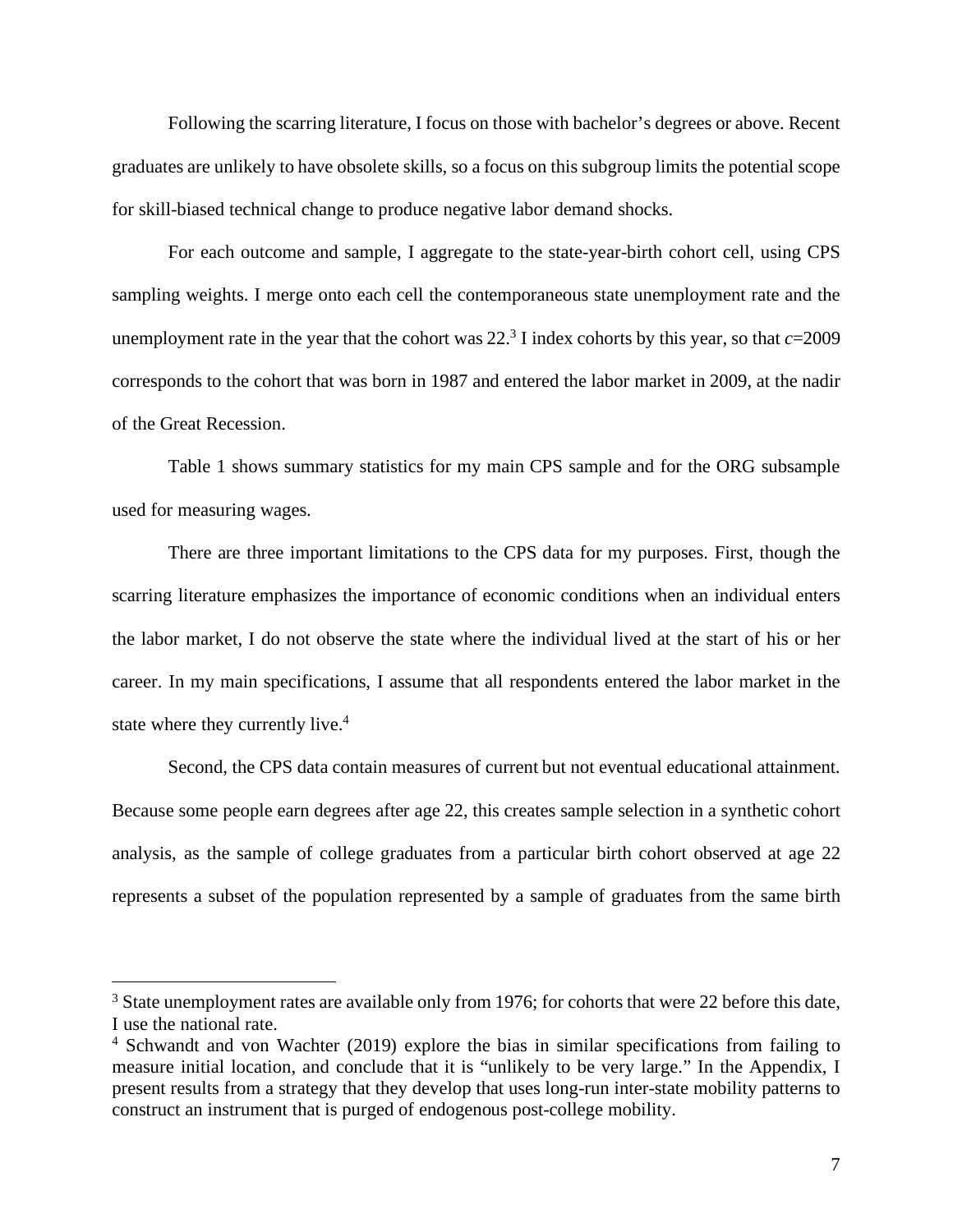Following the scarring literature, I focus on those with bachelor's degrees or above. Recent graduates are unlikely to have obsolete skills, so a focus on this subgroup limits the potential scope for skill-biased technical change to produce negative labor demand shocks.

For each outcome and sample, I aggregate to the state-year-birth cohort cell, using CPS sampling weights. I merge onto each cell the contemporaneous state unemployment rate and the unemployment rate in the year that the cohort was 22.[3] I index cohorts by this year, so that $c$=2009 corresponds to the cohort that was born in 1987 and entered the labor market in 2009, at the nadir of the Great Recession.

Table 1 shows summary statistics for my main CPS sample and for the ORG subsample used for measuring wages.

There are three important limitations to the CPS data for my purposes. First, though the scarring literature emphasizes the importance of economic conditions when an individual enters the labor market, I do not observe the state where the individual lived at the start of his or her career. In my main specifications, I assume that all respondents entered the labor market in the state where they currently live.[4]

Second, the CPS data contain measures of current but not eventual educational attainment. Because some people earn degrees after age 22, this creates sample selection in a synthetic cohort analysis, as the sample of college graduates from a particular birth cohort observed at age 22 represents a subset of the population represented by a sample of graduates from the same birth

[3] State unemployment rates are available only from 1976; for cohorts that were 22 before this date, I use the national rate.

[4] Schwandt and von Wachter (2019) explore the bias in similar specifications from failing to measure initial location, and conclude that it is "unlikely to be very large." In the Appendix, I present results from a strategy that they develop that uses long-run inter-state mobility patterns to construct an instrument that is purged of endogenous post-college mobility.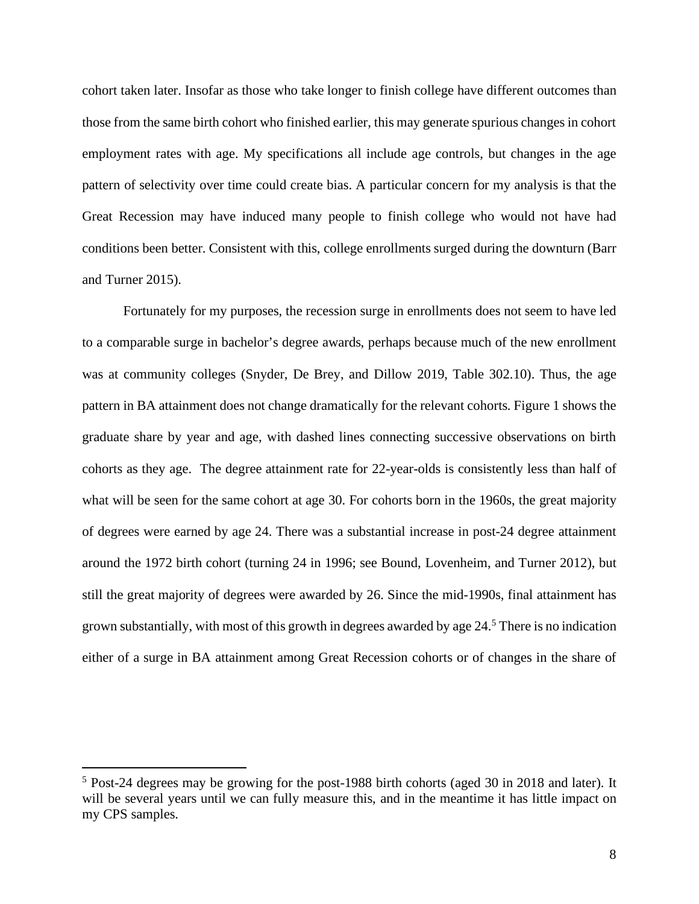cohort taken later. Insofar as those who take longer to finish college have different outcomes than those from the same birth cohort who finished earlier, this may generate spurious changes in cohort employment rates with age. My specifications all include age controls, but changes in the age pattern of selectivity over time could create bias. A particular concern for my analysis is that the Great Recession may have induced many people to finish college who would not have had conditions been better. Consistent with this, college enrollments surged during the downturn (Barr and Turner 2015).

Fortunately for my purposes, the recession surge in enrollments does not seem to have led to a comparable surge in bachelor's degree awards, perhaps because much of the new enrollment was at community colleges (Snyder, De Brey, and Dillow 2019, Table 302.10). Thus, the age pattern in BA attainment does not change dramatically for the relevant cohorts. Figure 1 shows the graduate share by year and age, with dashed lines connecting successive observations on birth cohorts as they age. The degree attainment rate for 22-year-olds is consistently less than half of what will be seen for the same cohort at age 30. For cohorts born in the 1960s, the great majority of degrees were earned by age 24. There was a substantial increase in post-24 degree attainment around the 1972 birth cohort (turning 24 in 1996; see Bound, Lovenheim, and Turner 2012), but still the great majority of degrees were awarded by 26. Since the mid-1990s, final attainment has grown substantially, with most of this growth in degrees awarded by age 24.[5] There is no indication either of a surge in BA attainment among Great Recession cohorts or of changes in the share of

[5] Post-24 degrees may be growing for the post-1988 birth cohorts (aged 30 in 2018 and later). It will be several years until we can fully measure this, and in the meantime it has little impact on my CPS samples.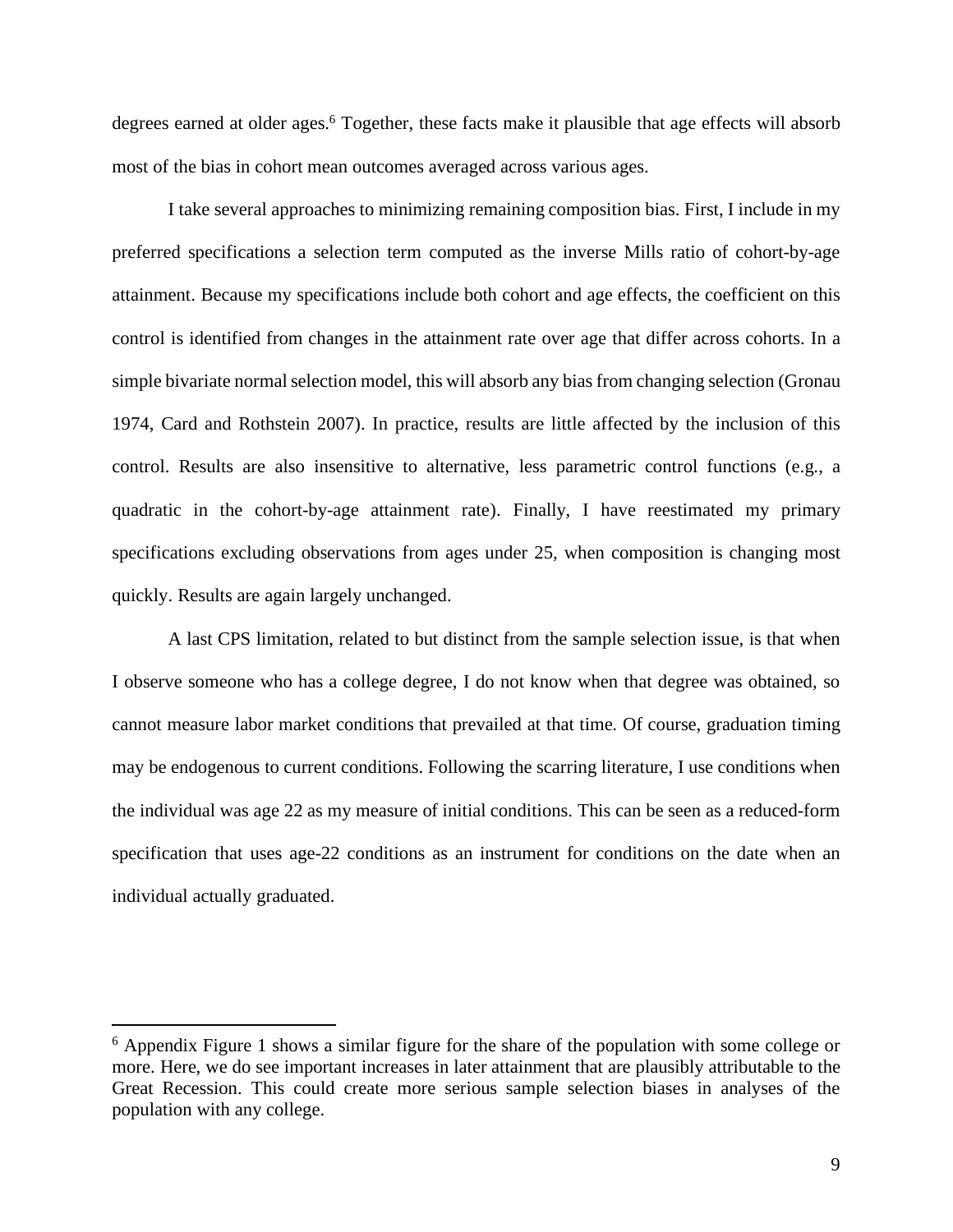degrees earned at older ages.[6] Together, these facts make it plausible that age effects will absorb most of the bias in cohort mean outcomes averaged across various ages.

I take several approaches to minimizing remaining composition bias. First, I include in my preferred specifications a selection term computed as the inverse Mills ratio of cohort-by-age attainment. Because my specifications include both cohort and age effects, the coefficient on this control is identified from changes in the attainment rate over age that differ across cohorts. In a simple bivariate normal selection model, this will absorb any bias from changing selection (Gronau 1974, Card and Rothstein 2007). In practice, results are little affected by the inclusion of this control. Results are also insensitive to alternative, less parametric control functions (e.g., a quadratic in the cohort-by-age attainment rate). Finally, I have reestimated my primary specifications excluding observations from ages under 25, when composition is changing most quickly. Results are again largely unchanged.

A last CPS limitation, related to but distinct from the sample selection issue, is that when I observe someone who has a college degree, I do not know when that degree was obtained, so cannot measure labor market conditions that prevailed at that time. Of course, graduation timing may be endogenous to current conditions. Following the scarring literature, I use conditions when the individual was age 22 as my measure of initial conditions. This can be seen as a reduced-form specification that uses age-22 conditions as an instrument for conditions on the date when an individual actually graduated.

[6] Appendix Figure 1 shows a similar figure for the share of the population with some college or more. Here, we do see important increases in later attainment that are plausibly attributable to the Great Recession. This could create more serious sample selection biases in analyses of the population with any college.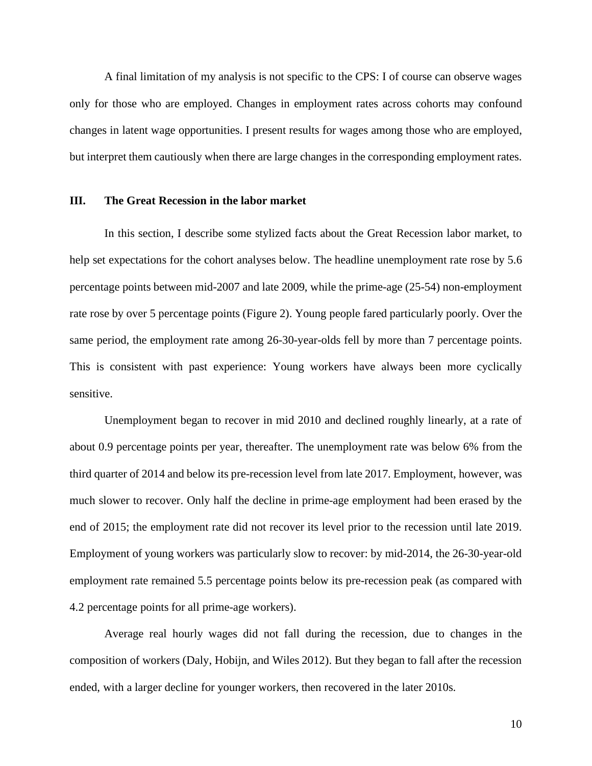A final limitation of my analysis is not specific to the CPS: I of course can observe wages only for those who are employed. Changes in employment rates across cohorts may confound changes in latent wage opportunities. I present results for wages among those who are employed, but interpret them cautiously when there are large changes in the corresponding employment rates.

## III. The Great Recession in the labor market

In this section, I describe some stylized facts about the Great Recession labor market, to help set expectations for the cohort analyses below. The headline unemployment rate rose by 5.6 percentage points between mid-2007 and late 2009, while the prime-age (25-54) non-employment rate rose by over 5 percentage points (Figure 2). Young people fared particularly poorly. Over the same period, the employment rate among 26-30-year-olds fell by more than 7 percentage points. This is consistent with past experience: Young workers have always been more cyclically sensitive.

Unemployment began to recover in mid 2010 and declined roughly linearly, at a rate of about 0.9 percentage points per year, thereafter. The unemployment rate was below 6% from the third quarter of 2014 and below its pre-recession level from late 2017. Employment, however, was much slower to recover. Only half the decline in prime-age employment had been erased by the end of 2015; the employment rate did not recover its level prior to the recession until late 2019. Employment of young workers was particularly slow to recover: by mid-2014, the 26-30-year-old employment rate remained 5.5 percentage points below its pre-recession peak (as compared with 4.2 percentage points for all prime-age workers).

Average real hourly wages did not fall during the recession, due to changes in the composition of workers (Daly, Hobijn, and Wiles 2012). But they began to fall after the recession ended, with a larger decline for younger workers, then recovered in the later 2010s.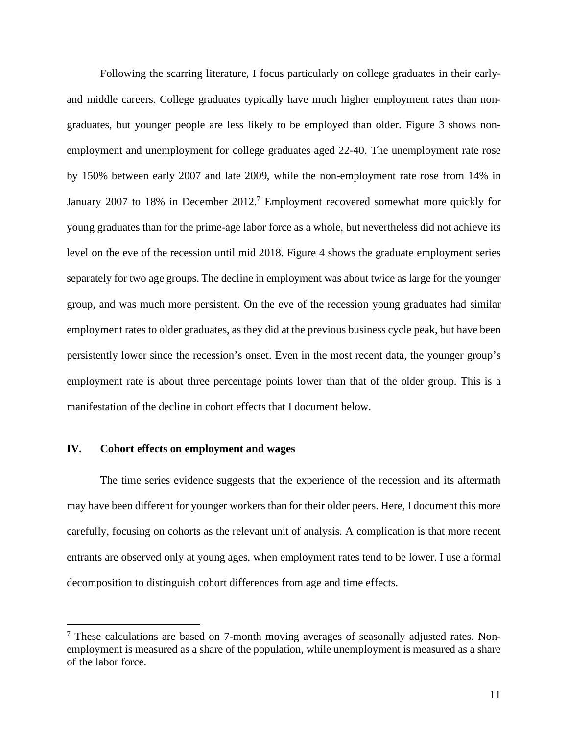Following the scarring literature, I focus particularly on college graduates in their early- and middle careers. College graduates typically have much higher employment rates than non-graduates, but younger people are less likely to be employed than older. Figure 3 shows non-employment and unemployment for college graduates aged 22-40. The unemployment rate rose by 150% between early 2007 and late 2009, while the non-employment rate rose from 14% in January 2007 to 18% in December 2012.[7] Employment recovered somewhat more quickly for young graduates than for the prime-age labor force as a whole, but nevertheless did not achieve its level on the eve of the recession until mid 2018. Figure 4 shows the graduate employment series separately for two age groups. The decline in employment was about twice as large for the younger group, and was much more persistent. On the eve of the recession young graduates had similar employment rates to older graduates, as they did at the previous business cycle peak, but have been persistently lower since the recession's onset. Even in the most recent data, the younger group's employment rate is about three percentage points lower than that of the older group. This is a manifestation of the decline in cohort effects that I document below.

## IV. Cohort effects on employment and wages

The time series evidence suggests that the experience of the recession and its aftermath may have been different for younger workers than for their older peers. Here, I document this more carefully, focusing on cohorts as the relevant unit of analysis. A complication is that more recent entrants are observed only at young ages, when employment rates tend to be lower. I use a formal decomposition to distinguish cohort differences from age and time effects.

[7] These calculations are based on 7-month moving averages of seasonally adjusted rates. Non-employment is measured as a share of the population, while unemployment is measured as a share of the labor force.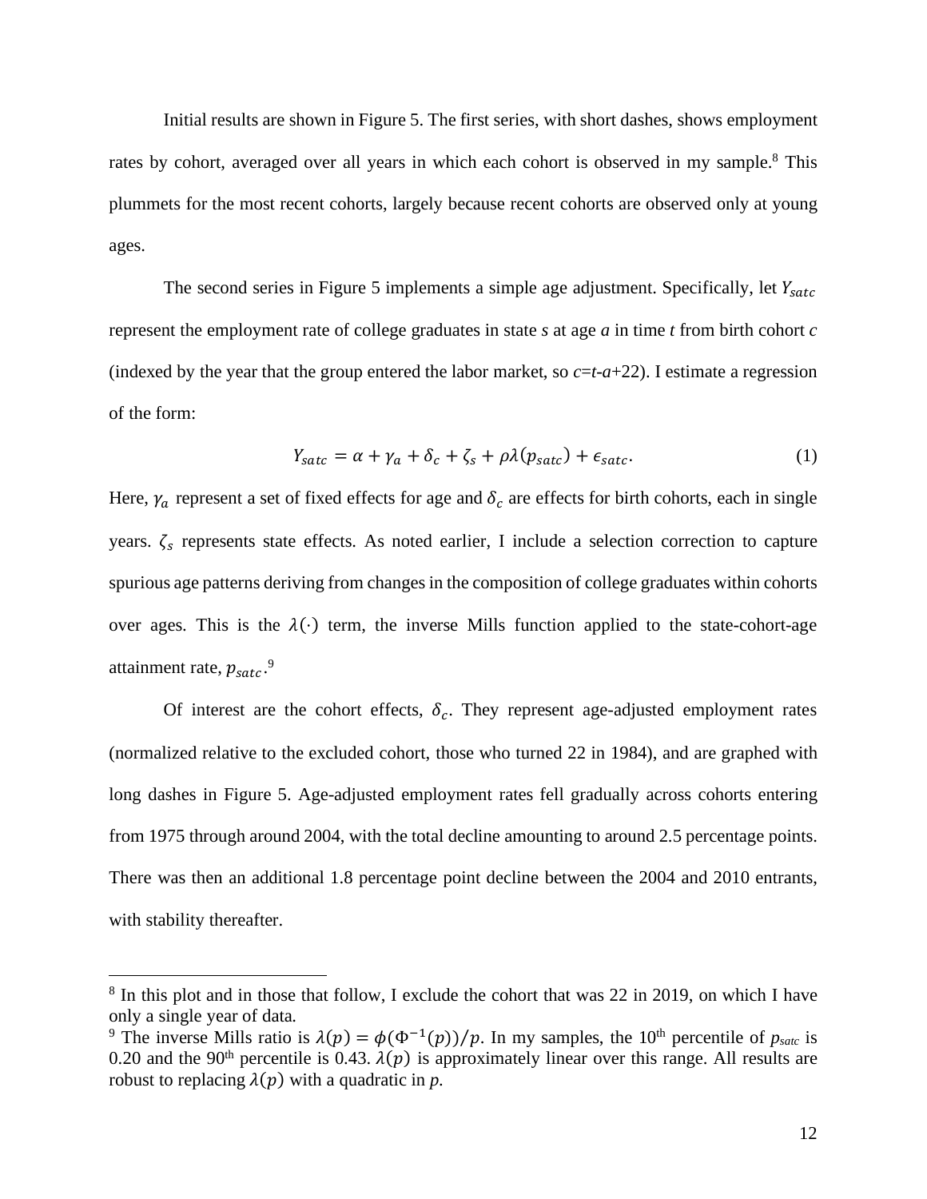Initial results are shown in Figure 5. The first series, with short dashes, shows employment rates by cohort, averaged over all years in which each cohort is observed in my sample.[8] This plummets for the most recent cohorts, largely because recent cohorts are observed only at young ages.

The second series in Figure 5 implements a simple age adjustment. Specifically, let $Y_{satc}$ represent the employment rate of college graduates in state *s* at age *a* in time *t* from birth cohort *c* (indexed by the year that the group entered the labor market, so *c*=*t*-*a*+22). I estimate a regression of the form:

$$Y_{satc} = \alpha + \gamma_a + \delta_c + \zeta_s + \rho\lambda(p_{satc}) + \epsilon_{satc}. \tag{1}$$

Here, $\gamma_a$ represent a set of fixed effects for age and $\delta_c$ are effects for birth cohorts, each in single years. $\zeta_s$ represents state effects. As noted earlier, I include a selection correction to capture spurious age patterns deriving from changes in the composition of college graduates within cohorts over ages. This is the $\lambda(\cdot)$ term, the inverse Mills function applied to the state-cohort-age attainment rate, $p_{satc}$.[9]

Of interest are the cohort effects, $\delta_c$. They represent age-adjusted employment rates (normalized relative to the excluded cohort, those who turned 22 in 1984), and are graphed with long dashes in Figure 5. Age-adjusted employment rates fell gradually across cohorts entering from 1975 through around 2004, with the total decline amounting to around 2.5 percentage points. There was then an additional 1.8 percentage point decline between the 2004 and 2010 entrants, with stability thereafter.

---

[8] In this plot and in those that follow, I exclude the cohort that was 22 in 2019, on which I have only a single year of data.

[9] The inverse Mills ratio is $\lambda(p) = \phi(\Phi^{-1}(p))/p$. In my samples, the 10th percentile of $p_{satc}$ is 0.20 and the 90th percentile is 0.43. $\lambda(p)$ is approximately linear over this range. All results are robust to replacing $\lambda(p)$ with a quadratic in *p*.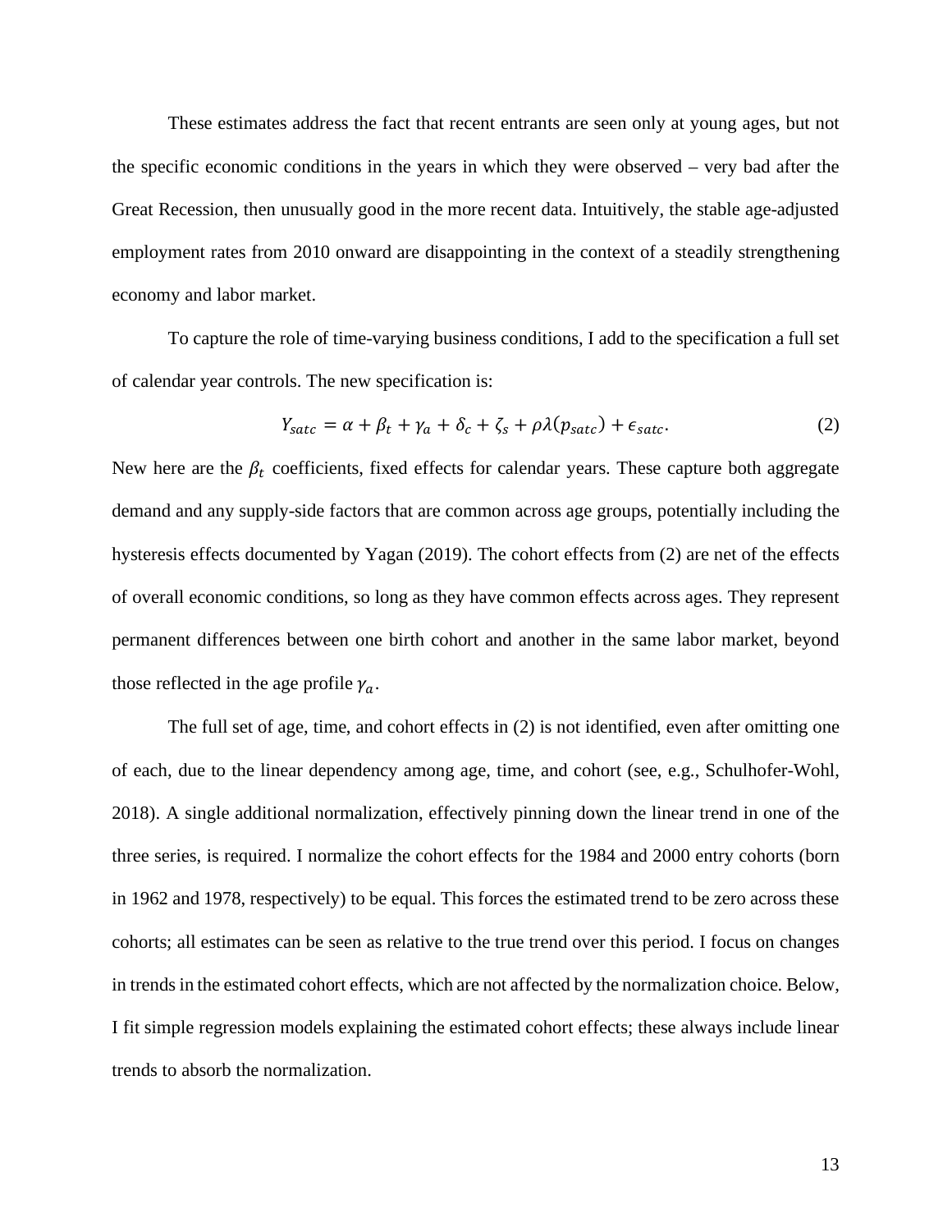These estimates address the fact that recent entrants are seen only at young ages, but not the specific economic conditions in the years in which they were observed – very bad after the Great Recession, then unusually good in the more recent data. Intuitively, the stable age-adjusted employment rates from 2010 onward are disappointing in the context of a steadily strengthening economy and labor market.

To capture the role of time-varying business conditions, I add to the specification a full set of calendar year controls. The new specification is:

$$Y_{satc} = \alpha + \beta_t + \gamma_a + \delta_c + \zeta_s + \rho\lambda(p_{satc}) + \epsilon_{satc}. \tag{2}$$

New here are the $\beta_t$ coefficients, fixed effects for calendar years. These capture both aggregate demand and any supply-side factors that are common across age groups, potentially including the hysteresis effects documented by Yagan (2019). The cohort effects from (2) are net of the effects of overall economic conditions, so long as they have common effects across ages. They represent permanent differences between one birth cohort and another in the same labor market, beyond those reflected in the age profile $\gamma_a$.

The full set of age, time, and cohort effects in (2) is not identified, even after omitting one of each, due to the linear dependency among age, time, and cohort (see, e.g., Schulhofer-Wohl, 2018). A single additional normalization, effectively pinning down the linear trend in one of the three series, is required. I normalize the cohort effects for the 1984 and 2000 entry cohorts (born in 1962 and 1978, respectively) to be equal. This forces the estimated trend to be zero across these cohorts; all estimates can be seen as relative to the true trend over this period. I focus on changes in trends in the estimated cohort effects, which are not affected by the normalization choice. Below, I fit simple regression models explaining the estimated cohort effects; these always include linear trends to absorb the normalization.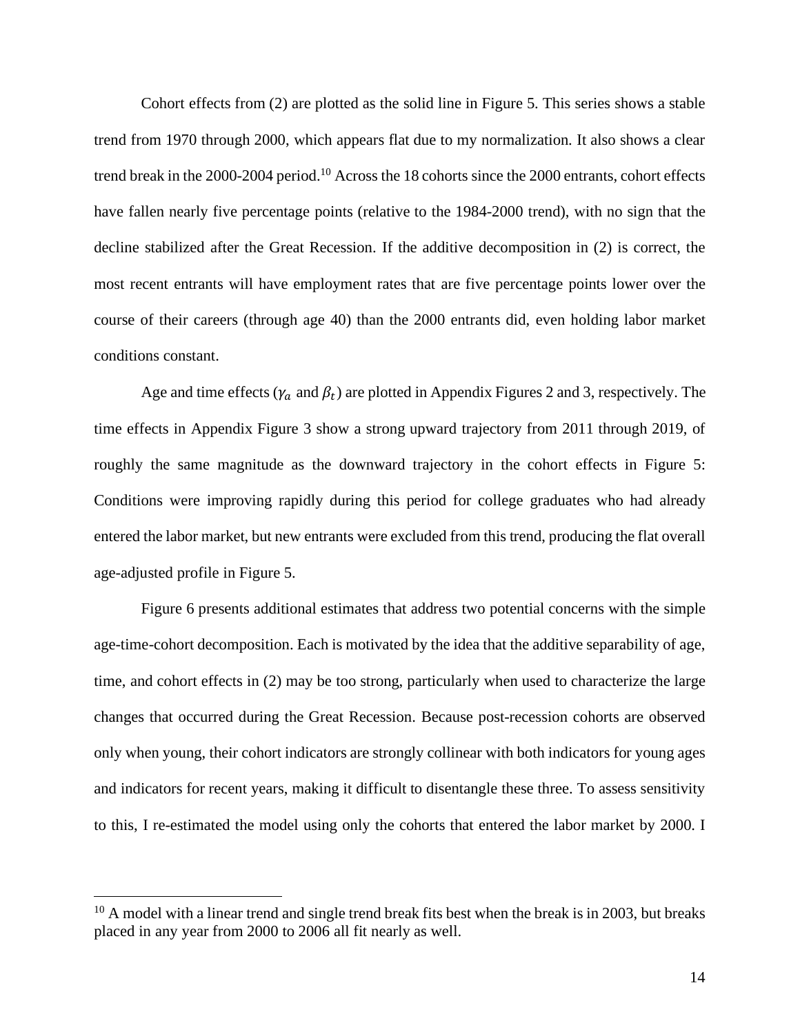Cohort effects from (2) are plotted as the solid line in Figure 5. This series shows a stable trend from 1970 through 2000, which appears flat due to my normalization. It also shows a clear trend break in the 2000-2004 period.[10] Across the 18 cohorts since the 2000 entrants, cohort effects have fallen nearly five percentage points (relative to the 1984-2000 trend), with no sign that the decline stabilized after the Great Recession. If the additive decomposition in (2) is correct, the most recent entrants will have employment rates that are five percentage points lower over the course of their careers (through age 40) than the 2000 entrants did, even holding labor market conditions constant.

Age and time effects ($\gamma_a$ and $\beta_t$) are plotted in Appendix Figures 2 and 3, respectively. The time effects in Appendix Figure 3 show a strong upward trajectory from 2011 through 2019, of roughly the same magnitude as the downward trajectory in the cohort effects in Figure 5: Conditions were improving rapidly during this period for college graduates who had already entered the labor market, but new entrants were excluded from this trend, producing the flat overall age-adjusted profile in Figure 5.

Figure 6 presents additional estimates that address two potential concerns with the simple age-time-cohort decomposition. Each is motivated by the idea that the additive separability of age, time, and cohort effects in (2) may be too strong, particularly when used to characterize the large changes that occurred during the Great Recession. Because post-recession cohorts are observed only when young, their cohort indicators are strongly collinear with both indicators for young ages and indicators for recent years, making it difficult to disentangle these three. To assess sensitivity to this, I re-estimated the model using only the cohorts that entered the labor market by 2000. I

[10] A model with a linear trend and single trend break fits best when the break is in 2003, but breaks placed in any year from 2000 to 2006 all fit nearly as well.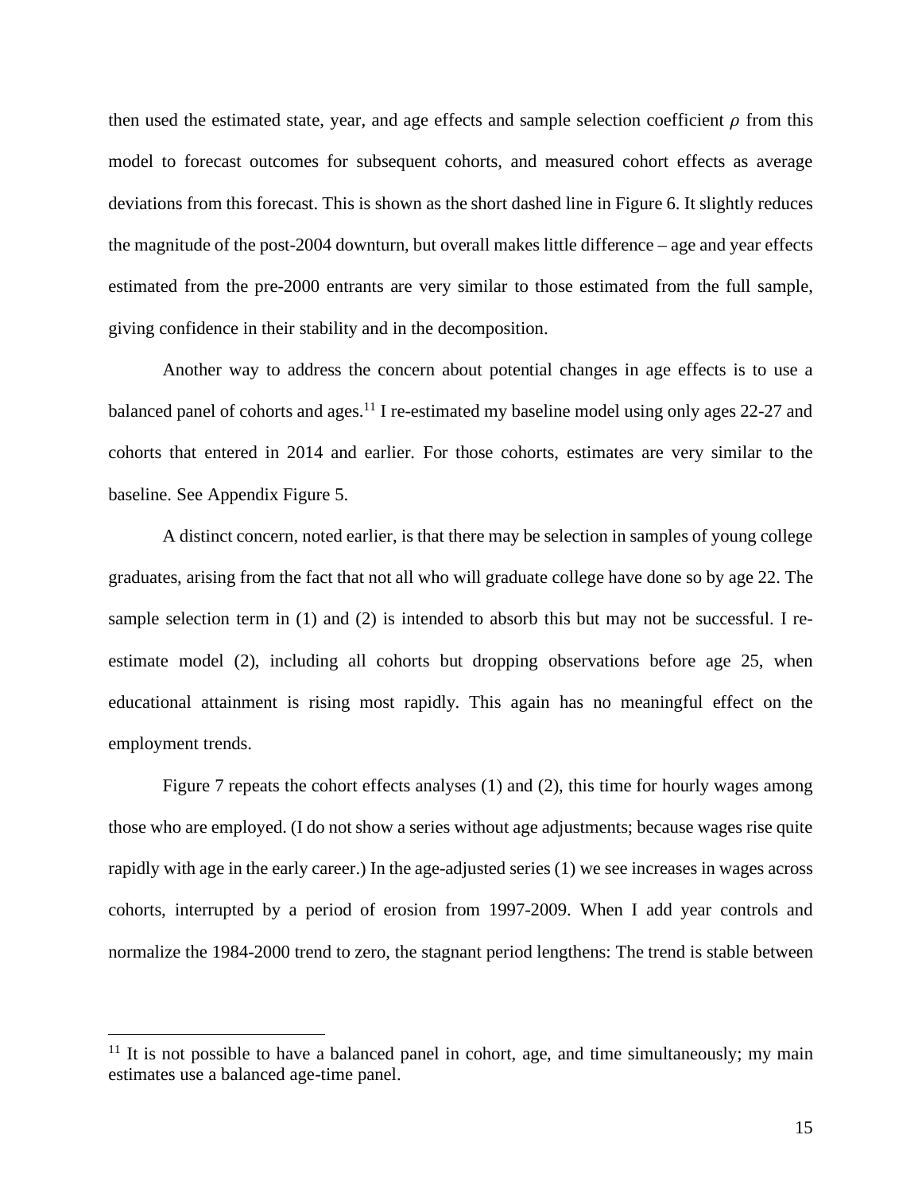then used the estimated state, year, and age effects and sample selection coefficient $\rho$ from this model to forecast outcomes for subsequent cohorts, and measured cohort effects as average deviations from this forecast. This is shown as the short dashed line in Figure 6. It slightly reduces the magnitude of the post-2004 downturn, but overall makes little difference – age and year effects estimated from the pre-2000 entrants are very similar to those estimated from the full sample, giving confidence in their stability and in the decomposition.

Another way to address the concern about potential changes in age effects is to use a balanced panel of cohorts and ages.[11] I re-estimated my baseline model using only ages 22-27 and cohorts that entered in 2014 and earlier. For those cohorts, estimates are very similar to the baseline. See Appendix Figure 5.

A distinct concern, noted earlier, is that there may be selection in samples of young college graduates, arising from the fact that not all who will graduate college have done so by age 22. The sample selection term in (1) and (2) is intended to absorb this but may not be successful. I re-estimate model (2), including all cohorts but dropping observations before age 25, when educational attainment is rising most rapidly. This again has no meaningful effect on the employment trends.

Figure 7 repeats the cohort effects analyses (1) and (2), this time for hourly wages among those who are employed. (I do not show a series without age adjustments; because wages rise quite rapidly with age in the early career.) In the age-adjusted series (1) we see increases in wages across cohorts, interrupted by a period of erosion from 1997-2009. When I add year controls and normalize the 1984-2000 trend to zero, the stagnant period lengthens: The trend is stable between

[11] It is not possible to have a balanced panel in cohort, age, and time simultaneously; my main estimates use a balanced age-time panel.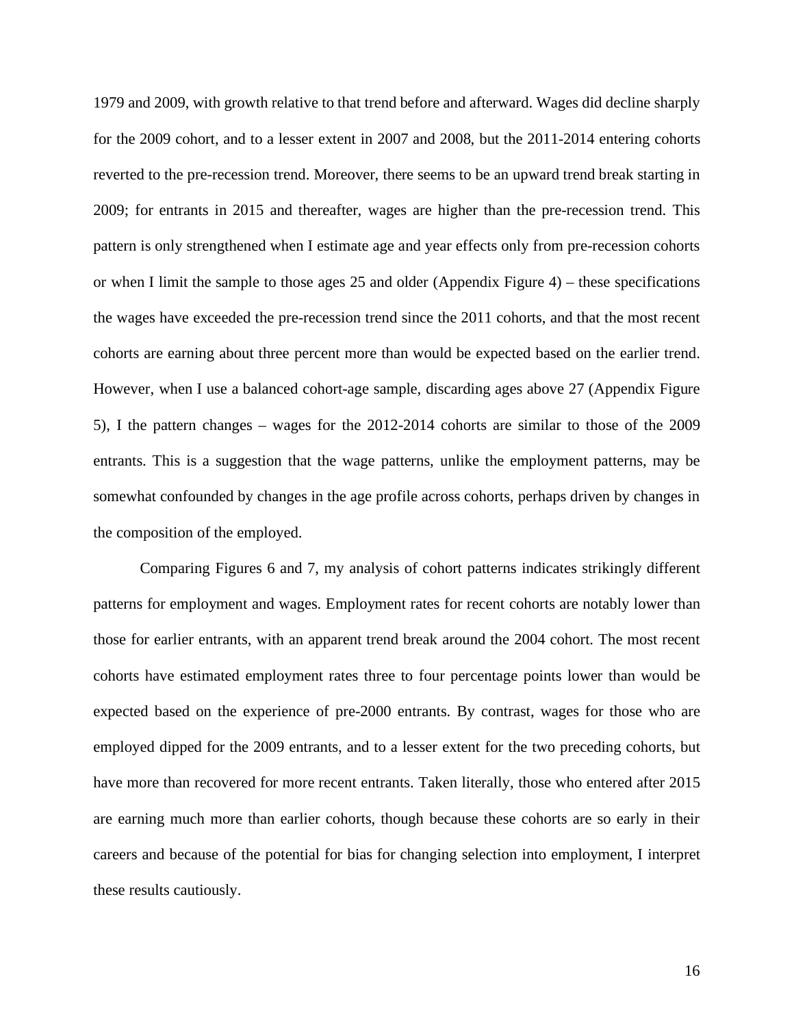1979 and 2009, with growth relative to that trend before and afterward. Wages did decline sharply for the 2009 cohort, and to a lesser extent in 2007 and 2008, but the 2011-2014 entering cohorts reverted to the pre-recession trend. Moreover, there seems to be an upward trend break starting in 2009; for entrants in 2015 and thereafter, wages are higher than the pre-recession trend. This pattern is only strengthened when I estimate age and year effects only from pre-recession cohorts or when I limit the sample to those ages 25 and older (Appendix Figure 4) – these specifications the wages have exceeded the pre-recession trend since the 2011 cohorts, and that the most recent cohorts are earning about three percent more than would be expected based on the earlier trend. However, when I use a balanced cohort-age sample, discarding ages above 27 (Appendix Figure 5), I the pattern changes – wages for the 2012-2014 cohorts are similar to those of the 2009 entrants. This is a suggestion that the wage patterns, unlike the employment patterns, may be somewhat confounded by changes in the age profile across cohorts, perhaps driven by changes in the composition of the employed.

Comparing Figures 6 and 7, my analysis of cohort patterns indicates strikingly different patterns for employment and wages. Employment rates for recent cohorts are notably lower than those for earlier entrants, with an apparent trend break around the 2004 cohort. The most recent cohorts have estimated employment rates three to four percentage points lower than would be expected based on the experience of pre-2000 entrants. By contrast, wages for those who are employed dipped for the 2009 entrants, and to a lesser extent for the two preceding cohorts, but have more than recovered for more recent entrants. Taken literally, those who entered after 2015 are earning much more than earlier cohorts, though because these cohorts are so early in their careers and because of the potential for bias for changing selection into employment, I interpret these results cautiously.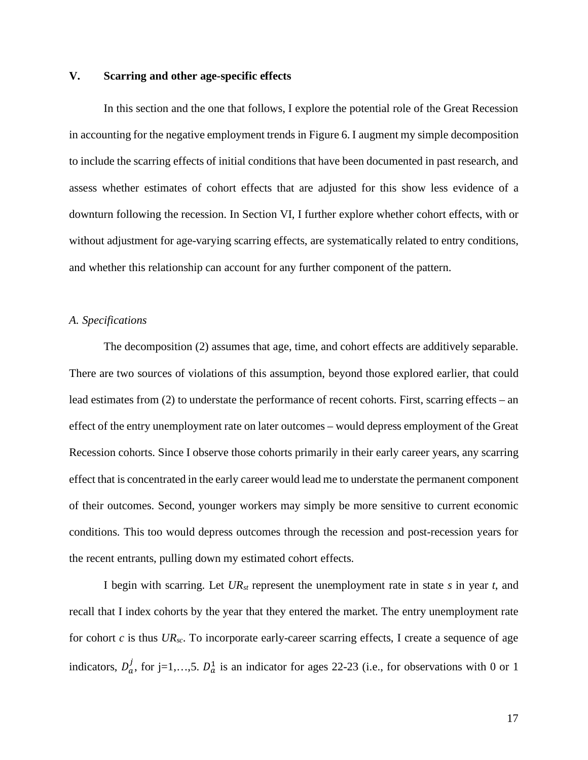## V. Scarring and other age-specific effects

In this section and the one that follows, I explore the potential role of the Great Recession in accounting for the negative employment trends in Figure 6. I augment my simple decomposition to include the scarring effects of initial conditions that have been documented in past research, and assess whether estimates of cohort effects that are adjusted for this show less evidence of a downturn following the recession. In Section VI, I further explore whether cohort effects, with or without adjustment for age-varying scarring effects, are systematically related to entry conditions, and whether this relationship can account for any further component of the pattern.

### *A. Specifications*

The decomposition (2) assumes that age, time, and cohort effects are additively separable. There are two sources of violations of this assumption, beyond those explored earlier, that could lead estimates from (2) to understate the performance of recent cohorts. First, scarring effects – an effect of the entry unemployment rate on later outcomes – would depress employment of the Great Recession cohorts. Since I observe those cohorts primarily in their early career years, any scarring effect that is concentrated in the early career would lead me to understate the permanent component of their outcomes. Second, younger workers may simply be more sensitive to current economic conditions. This too would depress outcomes through the recession and post-recession years for the recent entrants, pulling down my estimated cohort effects.

I begin with scarring. Let $UR_{st}$ represent the unemployment rate in state $s$ in year $t$, and recall that I index cohorts by the year that they entered the market. The entry unemployment rate for cohort $c$ is thus $UR_{sc}$. To incorporate early-career scarring effects, I create a sequence of age indicators, $D_a^j$, for j=1,…,5. $D_a^1$ is an indicator for ages 22-23 (i.e., for observations with 0 or 1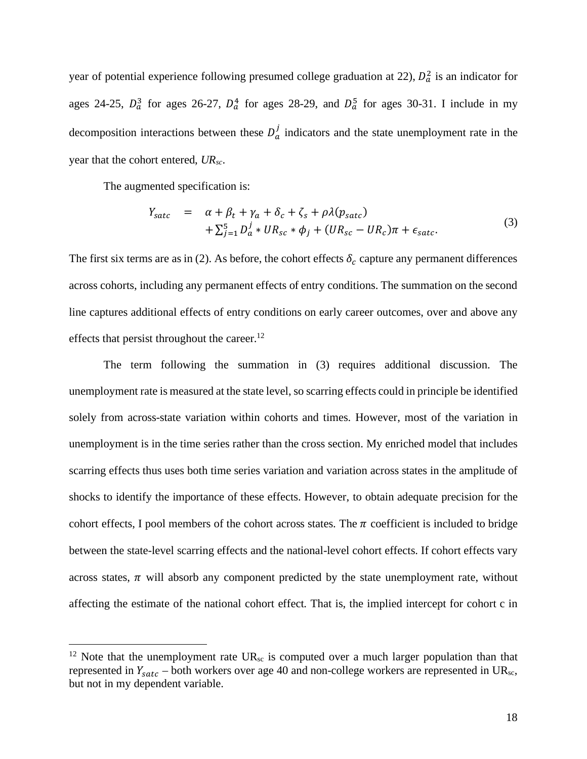year of potential experience following presumed college graduation at 22), $D_a^2$ is an indicator for ages 24-25, $D_a^3$ for ages 26-27, $D_a^4$ for ages 28-29, and $D_a^5$ for ages 30-31. I include in my decomposition interactions between these $D_a^j$ indicators and the state unemployment rate in the year that the cohort entered, $UR_{sc}$.

The augmented specification is:

$$\begin{aligned} Y_{satc} \quad = \quad & \alpha + \beta_t + \gamma_a + \delta_c + \zeta_s + \rho\lambda(p_{satc}) \\ & + \sum_{j=1}^{5} D_a^j * UR_{sc} * \phi_j + (UR_{sc} - UR_c)\pi + \epsilon_{satc}. \end{aligned} \tag{3}$$

The first six terms are as in (2). As before, the cohort effects $\delta_c$ capture any permanent differences across cohorts, including any permanent effects of entry conditions. The summation on the second line captures additional effects of entry conditions on early career outcomes, over and above any effects that persist throughout the career.[12]

The term following the summation in (3) requires additional discussion. The unemployment rate is measured at the state level, so scarring effects could in principle be identified solely from across-state variation within cohorts and times. However, most of the variation in unemployment is in the time series rather than the cross section. My enriched model that includes scarring effects thus uses both time series variation and variation across states in the amplitude of shocks to identify the importance of these effects. However, to obtain adequate precision for the cohort effects, I pool members of the cohort across states. The $\pi$ coefficient is included to bridge between the state-level scarring effects and the national-level cohort effects. If cohort effects vary across states, $\pi$ will absorb any component predicted by the state unemployment rate, without affecting the estimate of the national cohort effect. That is, the implied intercept for cohort c in

[12] Note that the unemployment rate $UR_{sc}$ is computed over a much larger population than that represented in $Y_{satc}$ – both workers over age 40 and non-college workers are represented in $UR_{sc}$, but not in my dependent variable.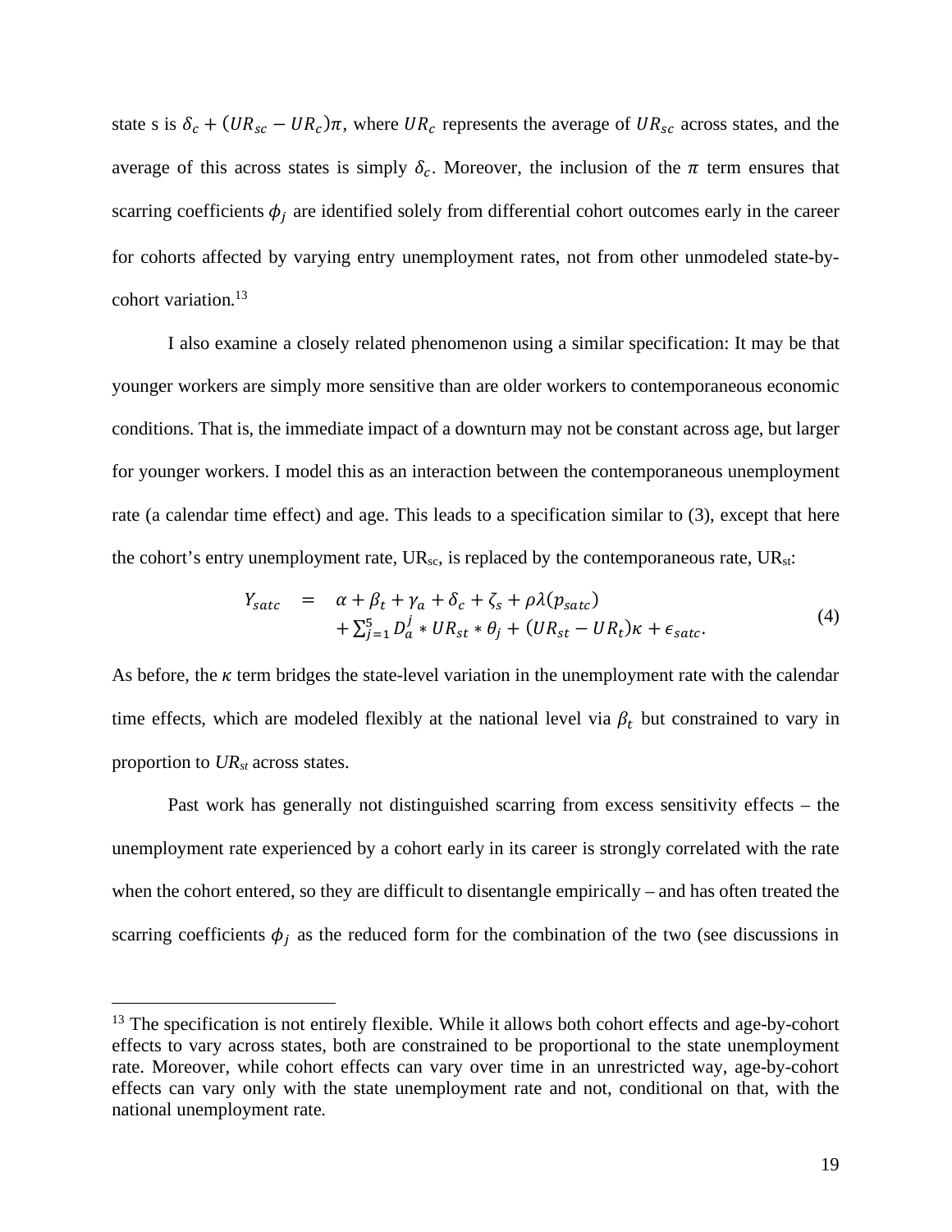state s is $\delta_c + (UR_{sc} - UR_c)\pi$, where $UR_c$ represents the average of $UR_{sc}$ across states, and the average of this across states is simply $\delta_c$. Moreover, the inclusion of the $\pi$ term ensures that scarring coefficients $\phi_j$ are identified solely from differential cohort outcomes early in the career for cohorts affected by varying entry unemployment rates, not from other unmodeled state-by-cohort variation.[13]

I also examine a closely related phenomenon using a similar specification: It may be that younger workers are simply more sensitive than are older workers to contemporaneous economic conditions. That is, the immediate impact of a downturn may not be constant across age, but larger for younger workers. I model this as an interaction between the contemporaneous unemployment rate (a calendar time effect) and age. This leads to a specification similar to (3), except that here the cohort's entry unemployment rate, $UR_{sc}$, is replaced by the contemporaneous rate, $UR_{st}$:

$$\begin{aligned} Y_{satc} \quad = \quad & \alpha + \beta_t + \gamma_a + \delta_c + \zeta_s + \rho\lambda(p_{satc}) \\ & + \sum_{j=1}^{5} D_a^j * UR_{st} * \theta_j + (UR_{st} - UR_t)\kappa + \epsilon_{satc}. \end{aligned} \tag{4}$$

As before, the $\kappa$ term bridges the state-level variation in the unemployment rate with the calendar time effects, which are modeled flexibly at the national level via $\beta_t$ but constrained to vary in proportion to $UR_{st}$ across states.

Past work has generally not distinguished scarring from excess sensitivity effects – the unemployment rate experienced by a cohort early in its career is strongly correlated with the rate when the cohort entered, so they are difficult to disentangle empirically – and has often treated the scarring coefficients $\phi_j$ as the reduced form for the combination of the two (see discussions in

[13] The specification is not entirely flexible. While it allows both cohort effects and age-by-cohort effects to vary across states, both are constrained to be proportional to the state unemployment rate. Moreover, while cohort effects can vary over time in an unrestricted way, age-by-cohort effects can vary only with the state unemployment rate and not, conditional on that, with the national unemployment rate.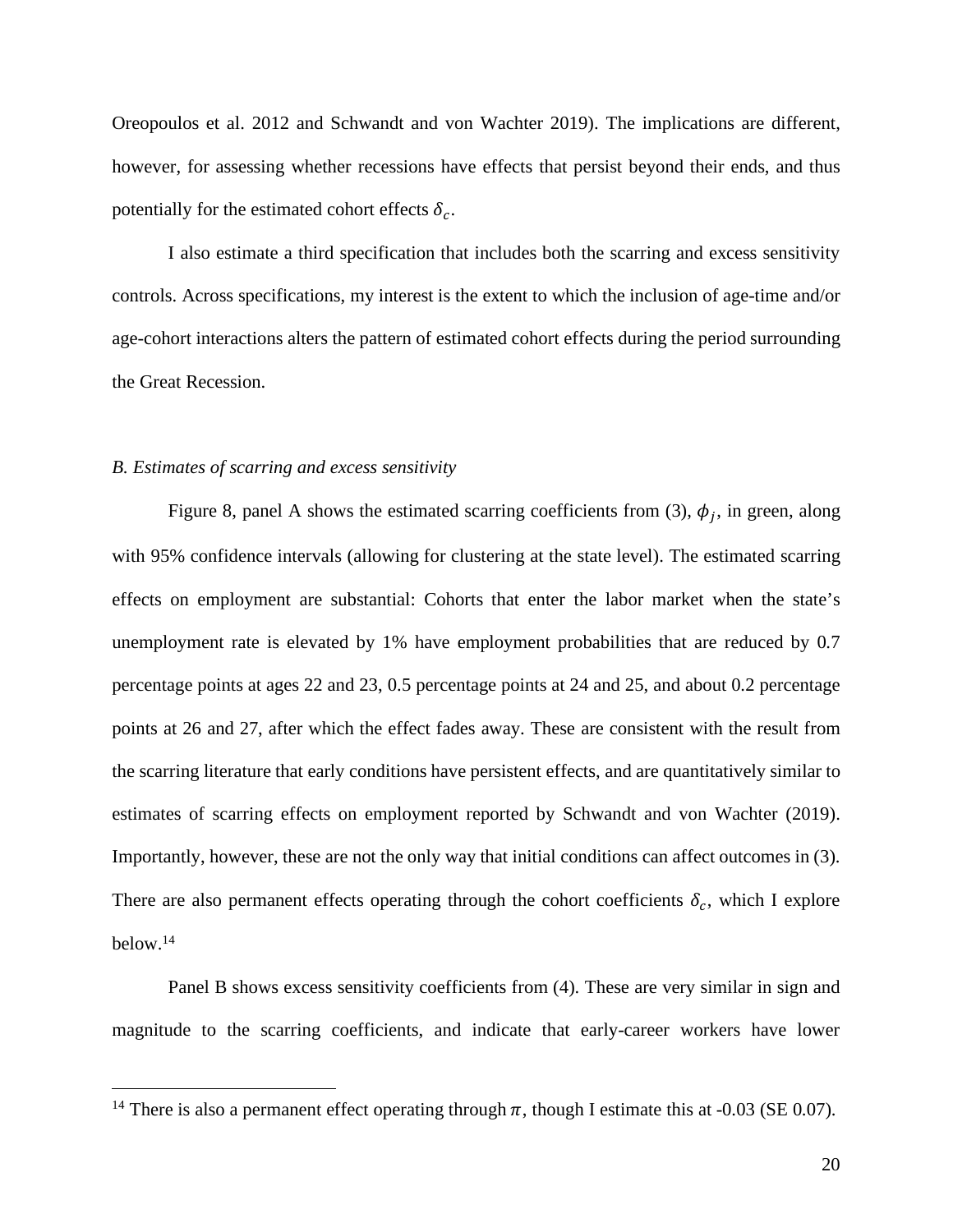Oreopoulos et al. 2012 and Schwandt and von Wachter 2019). The implications are different, however, for assessing whether recessions have effects that persist beyond their ends, and thus potentially for the estimated cohort effects $\delta_c$.

I also estimate a third specification that includes both the scarring and excess sensitivity controls. Across specifications, my interest is the extent to which the inclusion of age-time and/or age-cohort interactions alters the pattern of estimated cohort effects during the period surrounding the Great Recession.

*B. Estimates of scarring and excess sensitivity*

Figure 8, panel A shows the estimated scarring coefficients from (3), $\phi_j$, in green, along with 95% confidence intervals (allowing for clustering at the state level). The estimated scarring effects on employment are substantial: Cohorts that enter the labor market when the state's unemployment rate is elevated by 1% have employment probabilities that are reduced by 0.7 percentage points at ages 22 and 23, 0.5 percentage points at 24 and 25, and about 0.2 percentage points at 26 and 27, after which the effect fades away. These are consistent with the result from the scarring literature that early conditions have persistent effects, and are quantitatively similar to estimates of scarring effects on employment reported by Schwandt and von Wachter (2019). Importantly, however, these are not the only way that initial conditions can affect outcomes in (3). There are also permanent effects operating through the cohort coefficients $\delta_c$, which I explore below.[14]

Panel B shows excess sensitivity coefficients from (4). These are very similar in sign and magnitude to the scarring coefficients, and indicate that early-career workers have lower

[14] There is also a permanent effect operating through $\pi$, though I estimate this at -0.03 (SE 0.07).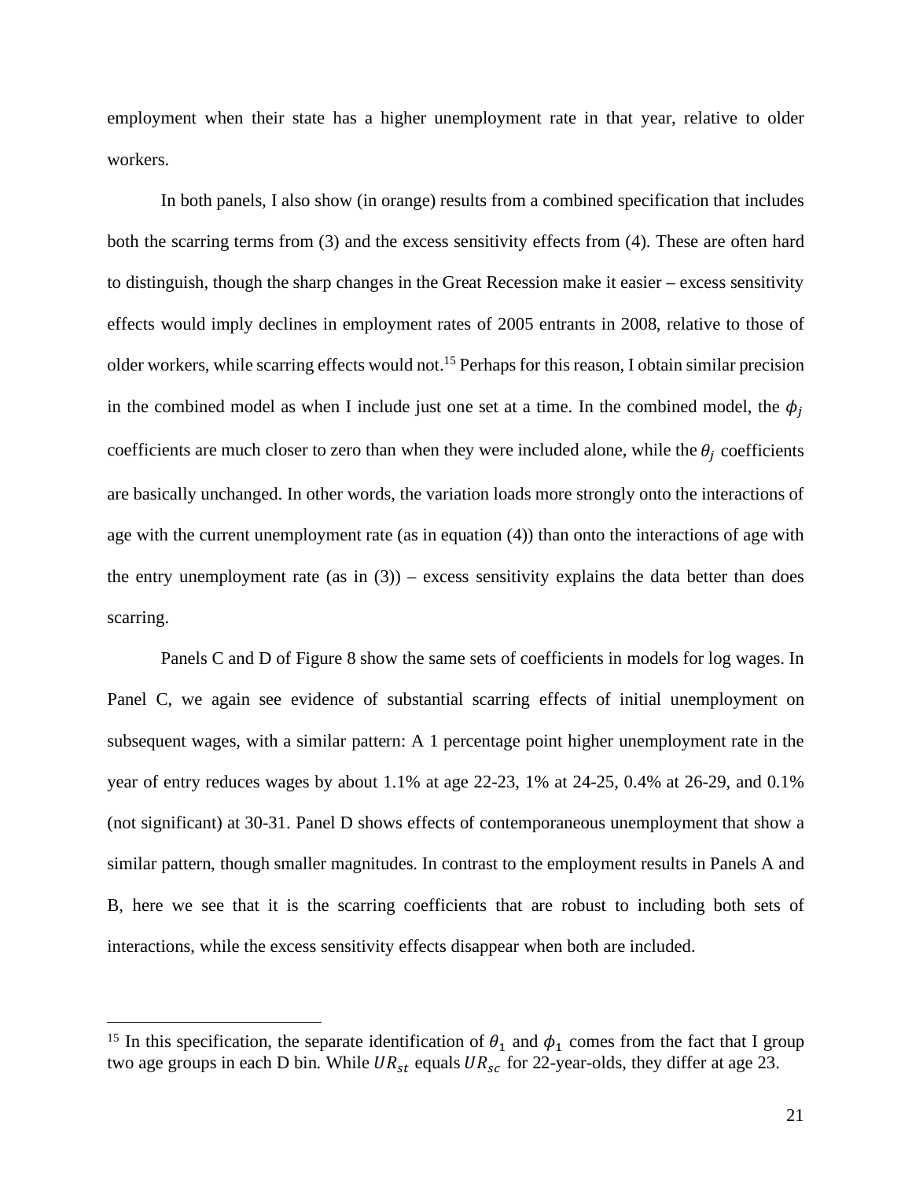employment when their state has a higher unemployment rate in that year, relative to older workers.

In both panels, I also show (in orange) results from a combined specification that includes both the scarring terms from (3) and the excess sensitivity effects from (4). These are often hard to distinguish, though the sharp changes in the Great Recession make it easier – excess sensitivity effects would imply declines in employment rates of 2005 entrants in 2008, relative to those of older workers, while scarring effects would not.[15] Perhaps for this reason, I obtain similar precision in the combined model as when I include just one set at a time. In the combined model, the $\phi_j$ coefficients are much closer to zero than when they were included alone, while the $\theta_j$ coefficients are basically unchanged. In other words, the variation loads more strongly onto the interactions of age with the current unemployment rate (as in equation (4)) than onto the interactions of age with the entry unemployment rate (as in (3)) – excess sensitivity explains the data better than does scarring.

Panels C and D of Figure 8 show the same sets of coefficients in models for log wages. In Panel C, we again see evidence of substantial scarring effects of initial unemployment on subsequent wages, with a similar pattern: A 1 percentage point higher unemployment rate in the year of entry reduces wages by about 1.1% at age 22-23, 1% at 24-25, 0.4% at 26-29, and 0.1% (not significant) at 30-31. Panel D shows effects of contemporaneous unemployment that show a similar pattern, though smaller magnitudes. In contrast to the employment results in Panels A and B, here we see that it is the scarring coefficients that are robust to including both sets of interactions, while the excess sensitivity effects disappear when both are included.

[15] In this specification, the separate identification of $\theta_1$ and $\phi_1$ comes from the fact that I group two age groups in each D bin. While $UR_{st}$ equals $UR_{sc}$ for 22-year-olds, they differ at age 23.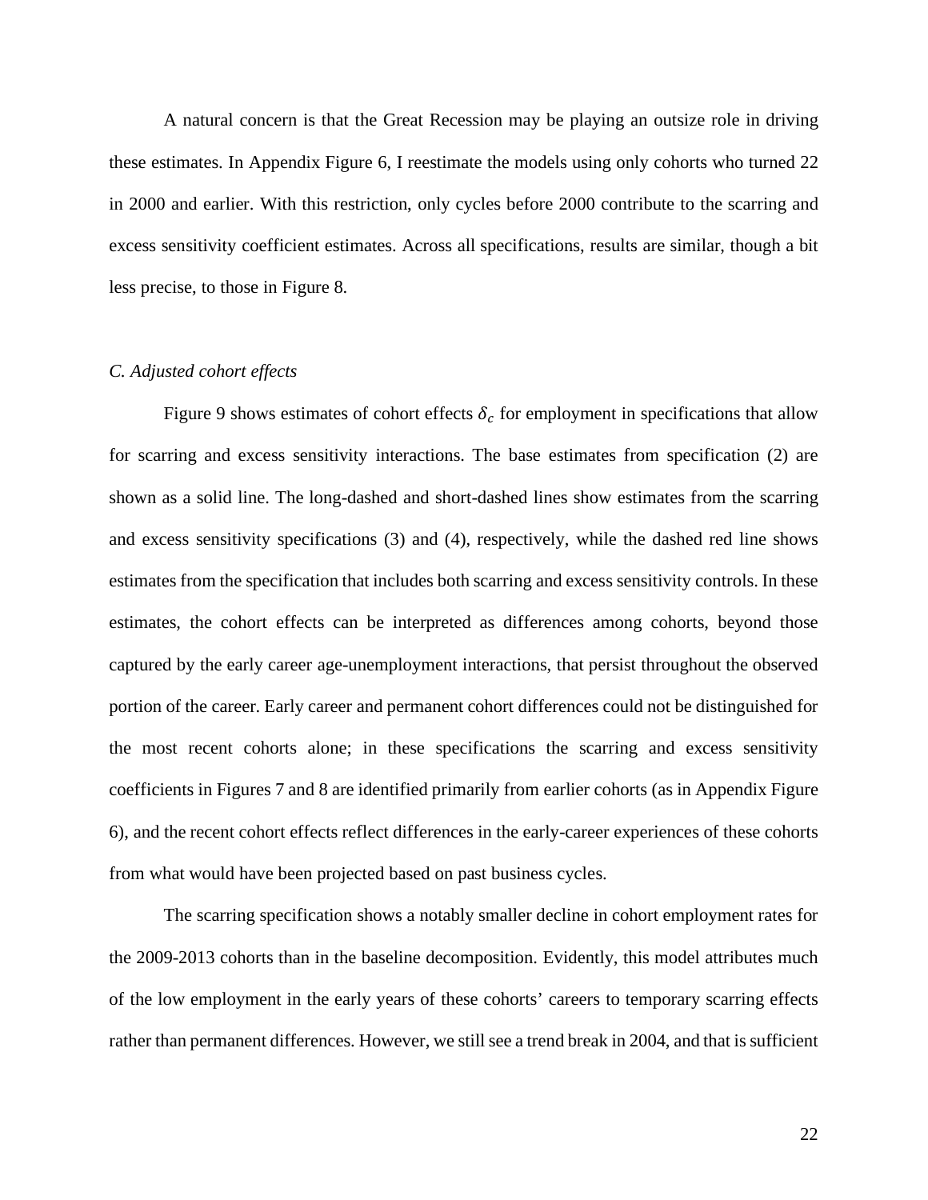A natural concern is that the Great Recession may be playing an outsize role in driving these estimates. In Appendix Figure 6, I reestimate the models using only cohorts who turned 22 in 2000 and earlier. With this restriction, only cycles before 2000 contribute to the scarring and excess sensitivity coefficient estimates. Across all specifications, results are similar, though a bit less precise, to those in Figure 8.

### *C. Adjusted cohort effects*

Figure 9 shows estimates of cohort effects $\delta_c$ for employment in specifications that allow for scarring and excess sensitivity interactions. The base estimates from specification (2) are shown as a solid line. The long-dashed and short-dashed lines show estimates from the scarring and excess sensitivity specifications (3) and (4), respectively, while the dashed red line shows estimates from the specification that includes both scarring and excess sensitivity controls. In these estimates, the cohort effects can be interpreted as differences among cohorts, beyond those captured by the early career age-unemployment interactions, that persist throughout the observed portion of the career. Early career and permanent cohort differences could not be distinguished for the most recent cohorts alone; in these specifications the scarring and excess sensitivity coefficients in Figures 7 and 8 are identified primarily from earlier cohorts (as in Appendix Figure 6), and the recent cohort effects reflect differences in the early-career experiences of these cohorts from what would have been projected based on past business cycles.

The scarring specification shows a notably smaller decline in cohort employment rates for the 2009-2013 cohorts than in the baseline decomposition. Evidently, this model attributes much of the low employment in the early years of these cohorts' careers to temporary scarring effects rather than permanent differences. However, we still see a trend break in 2004, and that is sufficient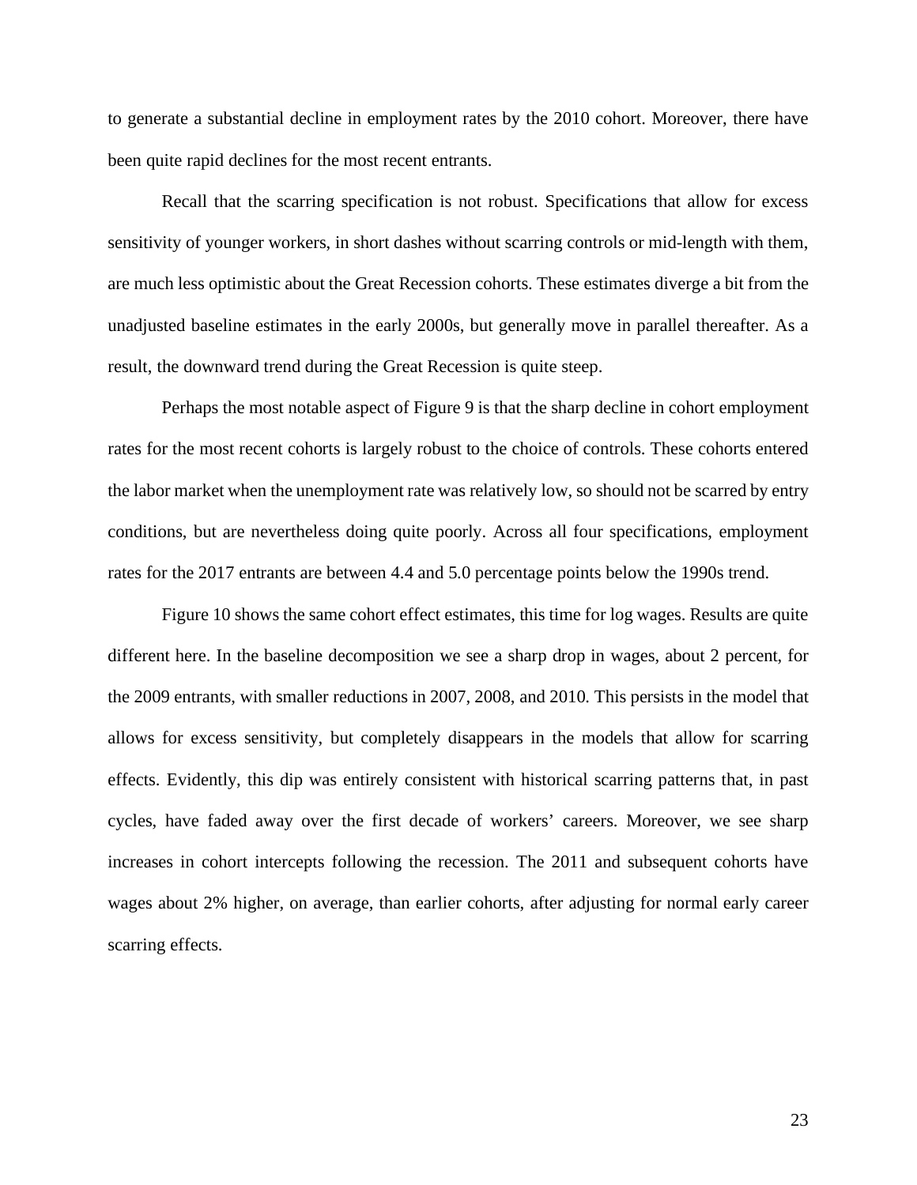to generate a substantial decline in employment rates by the 2010 cohort. Moreover, there have been quite rapid declines for the most recent entrants.

Recall that the scarring specification is not robust. Specifications that allow for excess sensitivity of younger workers, in short dashes without scarring controls or mid-length with them, are much less optimistic about the Great Recession cohorts. These estimates diverge a bit from the unadjusted baseline estimates in the early 2000s, but generally move in parallel thereafter. As a result, the downward trend during the Great Recession is quite steep.

Perhaps the most notable aspect of Figure 9 is that the sharp decline in cohort employment rates for the most recent cohorts is largely robust to the choice of controls. These cohorts entered the labor market when the unemployment rate was relatively low, so should not be scarred by entry conditions, but are nevertheless doing quite poorly. Across all four specifications, employment rates for the 2017 entrants are between 4.4 and 5.0 percentage points below the 1990s trend.

Figure 10 shows the same cohort effect estimates, this time for log wages. Results are quite different here. In the baseline decomposition we see a sharp drop in wages, about 2 percent, for the 2009 entrants, with smaller reductions in 2007, 2008, and 2010. This persists in the model that allows for excess sensitivity, but completely disappears in the models that allow for scarring effects. Evidently, this dip was entirely consistent with historical scarring patterns that, in past cycles, have faded away over the first decade of workers' careers. Moreover, we see sharp increases in cohort intercepts following the recession. The 2011 and subsequent cohorts have wages about 2% higher, on average, than earlier cohorts, after adjusting for normal early career scarring effects.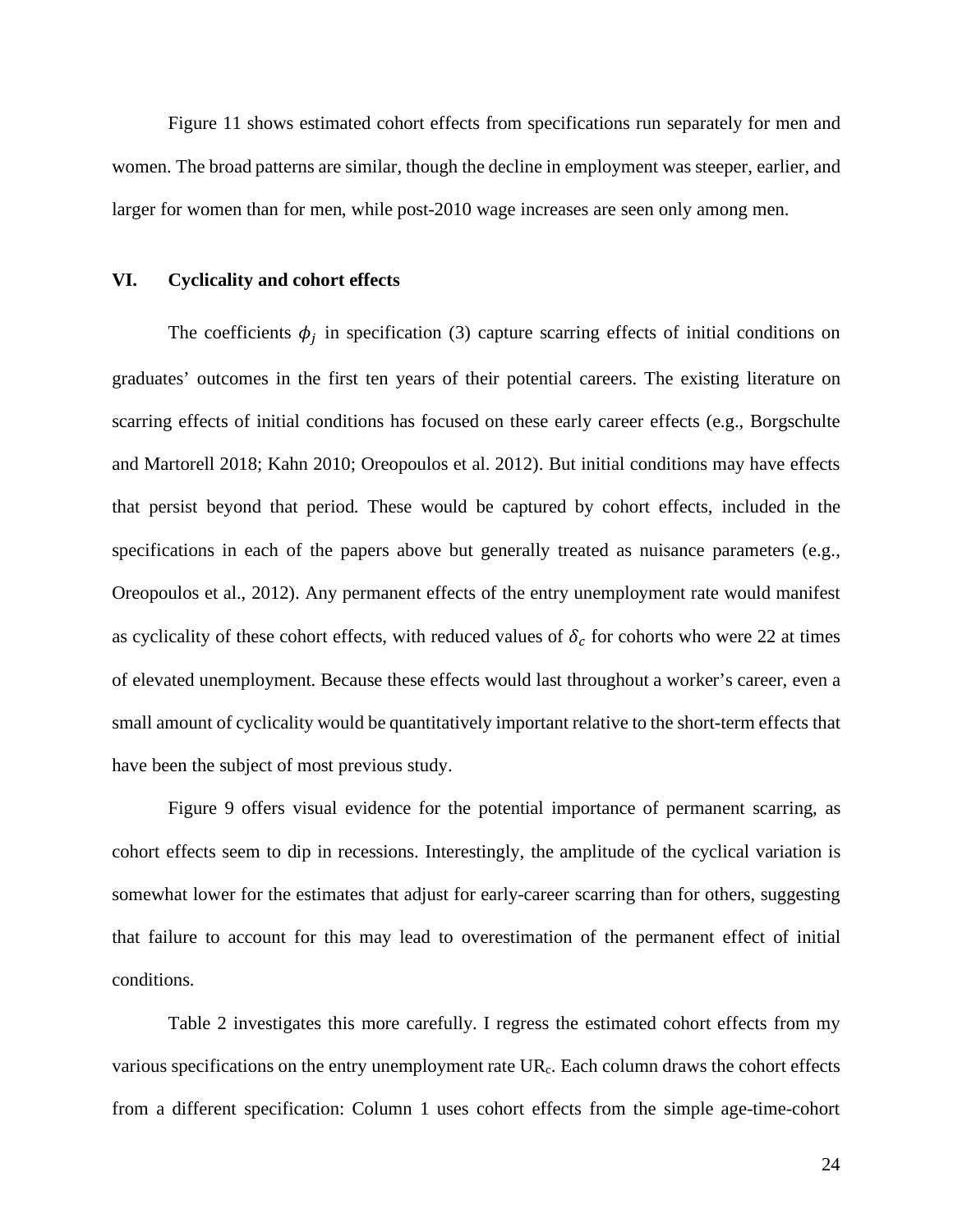Figure 11 shows estimated cohort effects from specifications run separately for men and women. The broad patterns are similar, though the decline in employment was steeper, earlier, and larger for women than for men, while post-2010 wage increases are seen only among men.

## VI. Cyclicality and cohort effects

The coefficients $\phi_j$ in specification (3) capture scarring effects of initial conditions on graduates' outcomes in the first ten years of their potential careers. The existing literature on scarring effects of initial conditions has focused on these early career effects (e.g., Borgschulte and Martorell 2018; Kahn 2010; Oreopoulos et al. 2012). But initial conditions may have effects that persist beyond that period. These would be captured by cohort effects, included in the specifications in each of the papers above but generally treated as nuisance parameters (e.g., Oreopoulos et al., 2012). Any permanent effects of the entry unemployment rate would manifest as cyclicality of these cohort effects, with reduced values of $\delta_c$ for cohorts who were 22 at times of elevated unemployment. Because these effects would last throughout a worker's career, even a small amount of cyclicality would be quantitatively important relative to the short-term effects that have been the subject of most previous study.

Figure 9 offers visual evidence for the potential importance of permanent scarring, as cohort effects seem to dip in recessions. Interestingly, the amplitude of the cyclical variation is somewhat lower for the estimates that adjust for early-career scarring than for others, suggesting that failure to account for this may lead to overestimation of the permanent effect of initial conditions.

Table 2 investigates this more carefully. I regress the estimated cohort effects from my various specifications on the entry unemployment rate $UR_c$. Each column draws the cohort effects from a different specification: Column 1 uses cohort effects from the simple age-time-cohort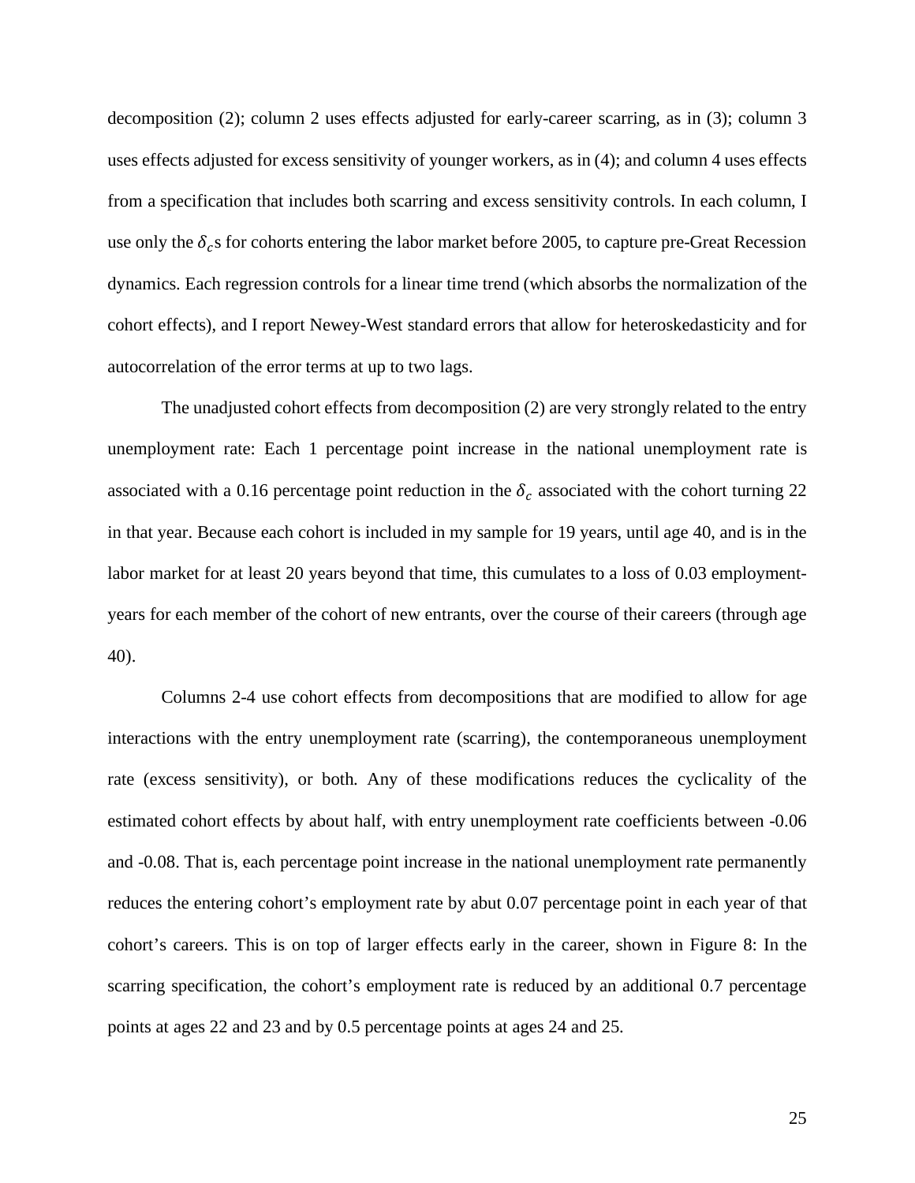decomposition (2); column 2 uses effects adjusted for early-career scarring, as in (3); column 3 uses effects adjusted for excess sensitivity of younger workers, as in (4); and column 4 uses effects from a specification that includes both scarring and excess sensitivity controls. In each column, I use only the $\delta_c$s for cohorts entering the labor market before 2005, to capture pre-Great Recession dynamics. Each regression controls for a linear time trend (which absorbs the normalization of the cohort effects), and I report Newey-West standard errors that allow for heteroskedasticity and for autocorrelation of the error terms at up to two lags.

The unadjusted cohort effects from decomposition (2) are very strongly related to the entry unemployment rate: Each 1 percentage point increase in the national unemployment rate is associated with a 0.16 percentage point reduction in the $\delta_c$ associated with the cohort turning 22 in that year. Because each cohort is included in my sample for 19 years, until age 40, and is in the labor market for at least 20 years beyond that time, this cumulates to a loss of 0.03 employment-years for each member of the cohort of new entrants, over the course of their careers (through age 40).

Columns 2-4 use cohort effects from decompositions that are modified to allow for age interactions with the entry unemployment rate (scarring), the contemporaneous unemployment rate (excess sensitivity), or both. Any of these modifications reduces the cyclicality of the estimated cohort effects by about half, with entry unemployment rate coefficients between -0.06 and -0.08. That is, each percentage point increase in the national unemployment rate permanently reduces the entering cohort's employment rate by abut 0.07 percentage point in each year of that cohort's careers. This is on top of larger effects early in the career, shown in Figure 8: In the scarring specification, the cohort's employment rate is reduced by an additional 0.7 percentage points at ages 22 and 23 and by 0.5 percentage points at ages 24 and 25.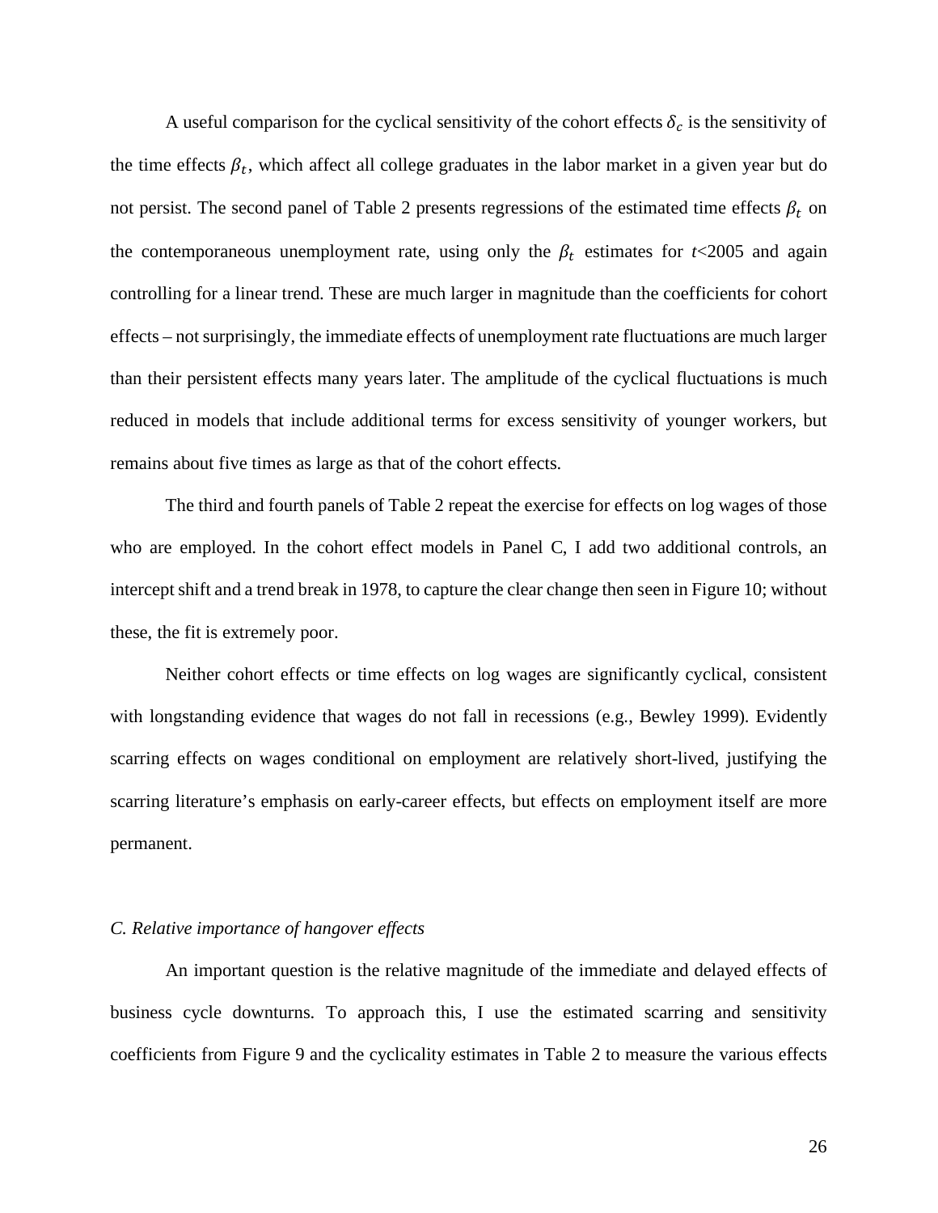A useful comparison for the cyclical sensitivity of the cohort effects $\delta_c$ is the sensitivity of the time effects $\beta_t$, which affect all college graduates in the labor market in a given year but do not persist. The second panel of Table 2 presents regressions of the estimated time effects $\beta_t$ on the contemporaneous unemployment rate, using only the $\beta_t$ estimates for $t$<2005 and again controlling for a linear trend. These are much larger in magnitude than the coefficients for cohort effects – not surprisingly, the immediate effects of unemployment rate fluctuations are much larger than their persistent effects many years later. The amplitude of the cyclical fluctuations is much reduced in models that include additional terms for excess sensitivity of younger workers, but remains about five times as large as that of the cohort effects.

The third and fourth panels of Table 2 repeat the exercise for effects on log wages of those who are employed. In the cohort effect models in Panel C, I add two additional controls, an intercept shift and a trend break in 1978, to capture the clear change then seen in Figure 10; without these, the fit is extremely poor.

Neither cohort effects or time effects on log wages are significantly cyclical, consistent with longstanding evidence that wages do not fall in recessions (e.g., Bewley 1999). Evidently scarring effects on wages conditional on employment are relatively short-lived, justifying the scarring literature's emphasis on early-career effects, but effects on employment itself are more permanent.

### *C. Relative importance of hangover effects*

An important question is the relative magnitude of the immediate and delayed effects of business cycle downturns. To approach this, I use the estimated scarring and sensitivity coefficients from Figure 9 and the cyclicality estimates in Table 2 to measure the various effects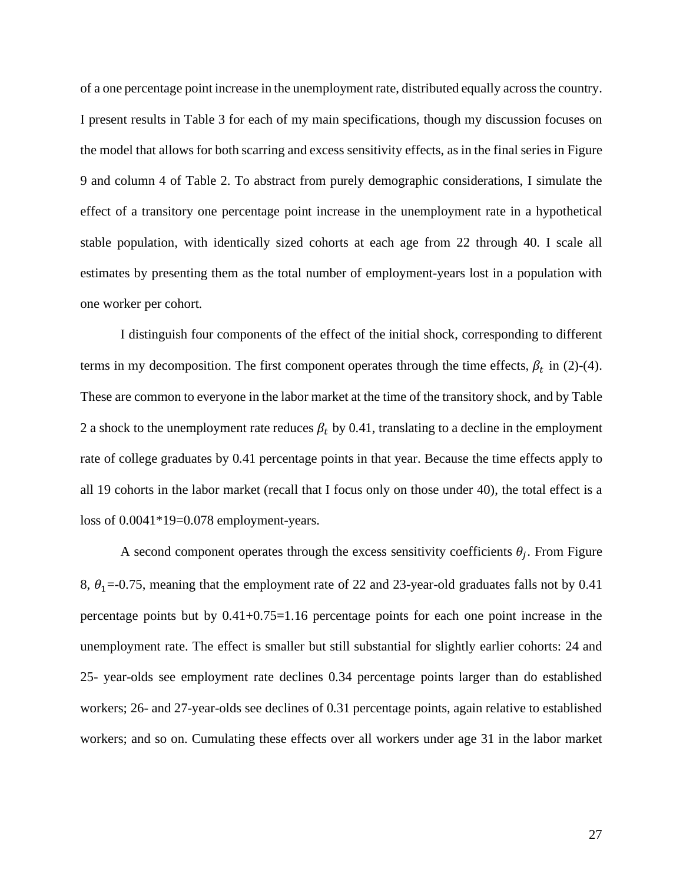of a one percentage point increase in the unemployment rate, distributed equally across the country. I present results in Table 3 for each of my main specifications, though my discussion focuses on the model that allows for both scarring and excess sensitivity effects, as in the final series in Figure 9 and column 4 of Table 2. To abstract from purely demographic considerations, I simulate the effect of a transitory one percentage point increase in the unemployment rate in a hypothetical stable population, with identically sized cohorts at each age from 22 through 40. I scale all estimates by presenting them as the total number of employment-years lost in a population with one worker per cohort.

I distinguish four components of the effect of the initial shock, corresponding to different terms in my decomposition. The first component operates through the time effects, $\beta_t$ in (2)-(4). These are common to everyone in the labor market at the time of the transitory shock, and by Table 2 a shock to the unemployment rate reduces $\beta_t$ by 0.41, translating to a decline in the employment rate of college graduates by 0.41 percentage points in that year. Because the time effects apply to all 19 cohorts in the labor market (recall that I focus only on those under 40), the total effect is a loss of 0.0041*19=0.078 employment-years.

A second component operates through the excess sensitivity coefficients $\theta_j$. From Figure 8, $\theta_1$=-0.75, meaning that the employment rate of 22 and 23-year-old graduates falls not by 0.41 percentage points but by 0.41+0.75=1.16 percentage points for each one point increase in the unemployment rate. The effect is smaller but still substantial for slightly earlier cohorts: 24 and 25- year-olds see employment rate declines 0.34 percentage points larger than do established workers; 26- and 27-year-olds see declines of 0.31 percentage points, again relative to established workers; and so on. Cumulating these effects over all workers under age 31 in the labor market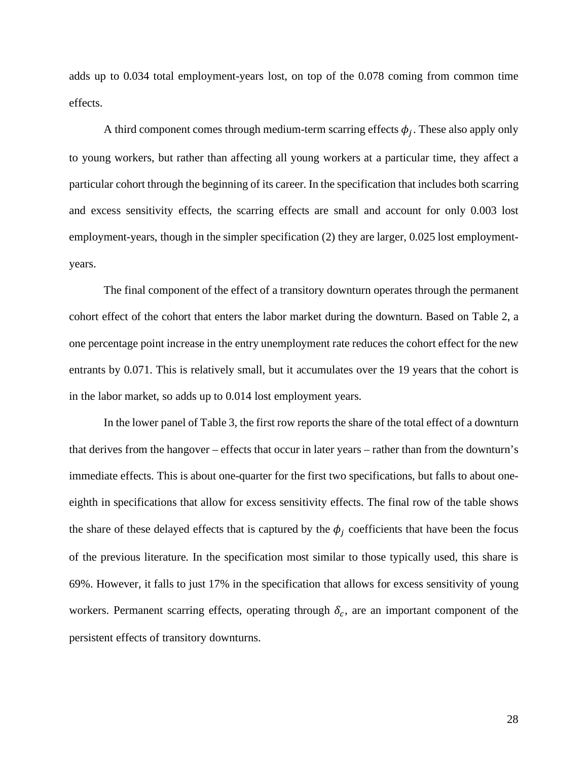adds up to 0.034 total employment-years lost, on top of the 0.078 coming from common time effects.

A third component comes through medium-term scarring effects $\phi_j$. These also apply only to young workers, but rather than affecting all young workers at a particular time, they affect a particular cohort through the beginning of its career. In the specification that includes both scarring and excess sensitivity effects, the scarring effects are small and account for only 0.003 lost employment-years, though in the simpler specification (2) they are larger, 0.025 lost employment-years.

The final component of the effect of a transitory downturn operates through the permanent cohort effect of the cohort that enters the labor market during the downturn. Based on Table 2, a one percentage point increase in the entry unemployment rate reduces the cohort effect for the new entrants by 0.071. This is relatively small, but it accumulates over the 19 years that the cohort is in the labor market, so adds up to 0.014 lost employment years.

In the lower panel of Table 3, the first row reports the share of the total effect of a downturn that derives from the hangover – effects that occur in later years – rather than from the downturn's immediate effects. This is about one-quarter for the first two specifications, but falls to about one-eighth in specifications that allow for excess sensitivity effects. The final row of the table shows the share of these delayed effects that is captured by the $\phi_j$ coefficients that have been the focus of the previous literature. In the specification most similar to those typically used, this share is 69%. However, it falls to just 17% in the specification that allows for excess sensitivity of young workers. Permanent scarring effects, operating through $\delta_c$, are an important component of the persistent effects of transitory downturns.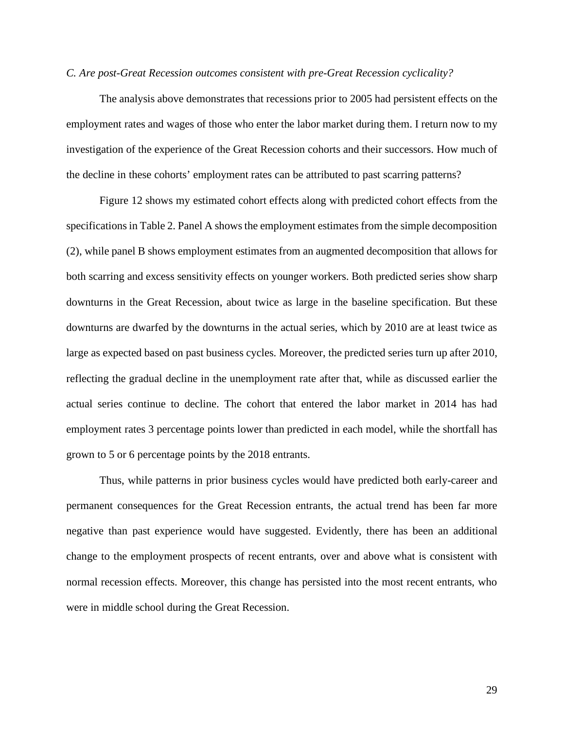*C. Are post-Great Recession outcomes consistent with pre-Great Recession cyclicality?*

The analysis above demonstrates that recessions prior to 2005 had persistent effects on the employment rates and wages of those who enter the labor market during them. I return now to my investigation of the experience of the Great Recession cohorts and their successors. How much of the decline in these cohorts' employment rates can be attributed to past scarring patterns?

Figure 12 shows my estimated cohort effects along with predicted cohort effects from the specifications in Table 2. Panel A shows the employment estimates from the simple decomposition (2), while panel B shows employment estimates from an augmented decomposition that allows for both scarring and excess sensitivity effects on younger workers. Both predicted series show sharp downturns in the Great Recession, about twice as large in the baseline specification. But these downturns are dwarfed by the downturns in the actual series, which by 2010 are at least twice as large as expected based on past business cycles. Moreover, the predicted series turn up after 2010, reflecting the gradual decline in the unemployment rate after that, while as discussed earlier the actual series continue to decline. The cohort that entered the labor market in 2014 has had employment rates 3 percentage points lower than predicted in each model, while the shortfall has grown to 5 or 6 percentage points by the 2018 entrants.

Thus, while patterns in prior business cycles would have predicted both early-career and permanent consequences for the Great Recession entrants, the actual trend has been far more negative than past experience would have suggested. Evidently, there has been an additional change to the employment prospects of recent entrants, over and above what is consistent with normal recession effects. Moreover, this change has persisted into the most recent entrants, who were in middle school during the Great Recession.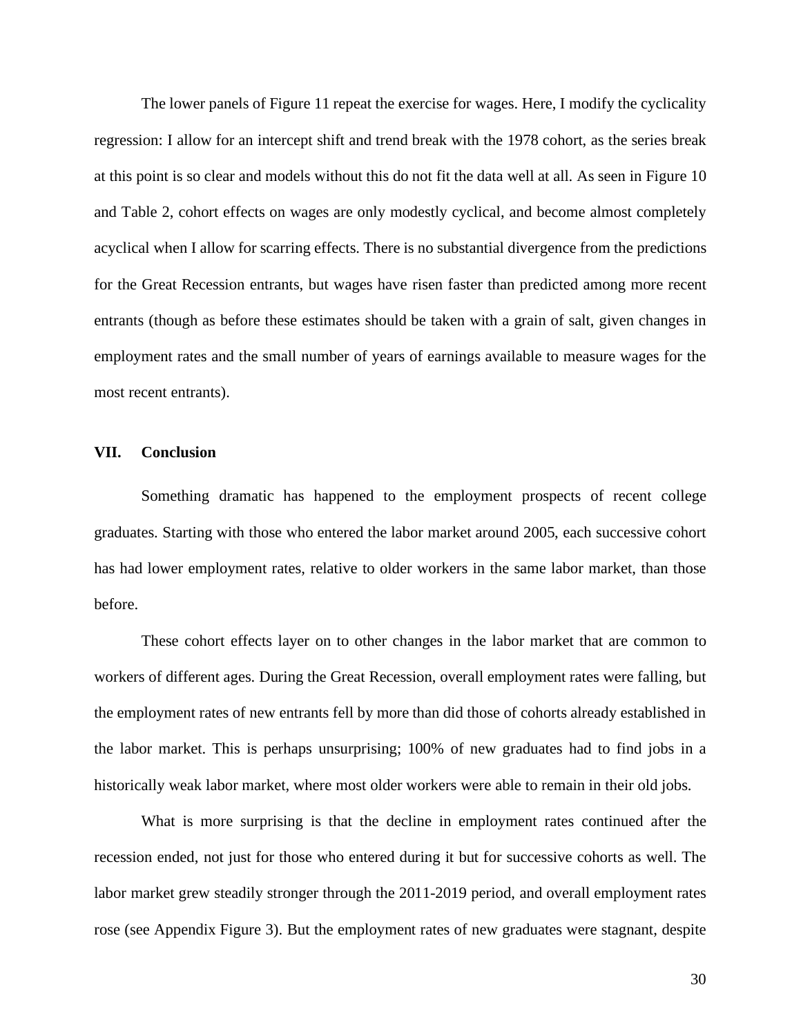The lower panels of Figure 11 repeat the exercise for wages. Here, I modify the cyclicality regression: I allow for an intercept shift and trend break with the 1978 cohort, as the series break at this point is so clear and models without this do not fit the data well at all. As seen in Figure 10 and Table 2, cohort effects on wages are only modestly cyclical, and become almost completely acyclical when I allow for scarring effects. There is no substantial divergence from the predictions for the Great Recession entrants, but wages have risen faster than predicted among more recent entrants (though as before these estimates should be taken with a grain of salt, given changes in employment rates and the small number of years of earnings available to measure wages for the most recent entrants).

## VII. Conclusion

Something dramatic has happened to the employment prospects of recent college graduates. Starting with those who entered the labor market around 2005, each successive cohort has had lower employment rates, relative to older workers in the same labor market, than those before.

These cohort effects layer on to other changes in the labor market that are common to workers of different ages. During the Great Recession, overall employment rates were falling, but the employment rates of new entrants fell by more than did those of cohorts already established in the labor market. This is perhaps unsurprising; 100% of new graduates had to find jobs in a historically weak labor market, where most older workers were able to remain in their old jobs.

What is more surprising is that the decline in employment rates continued after the recession ended, not just for those who entered during it but for successive cohorts as well. The labor market grew steadily stronger through the 2011-2019 period, and overall employment rates rose (see Appendix Figure 3). But the employment rates of new graduates were stagnant, despite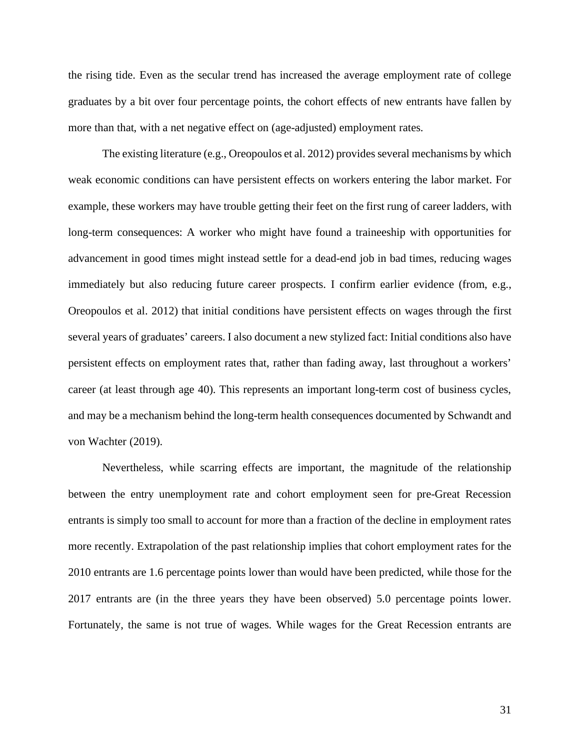the rising tide. Even as the secular trend has increased the average employment rate of college graduates by a bit over four percentage points, the cohort effects of new entrants have fallen by more than that, with a net negative effect on (age-adjusted) employment rates.

The existing literature (e.g., Oreopoulos et al. 2012) provides several mechanisms by which weak economic conditions can have persistent effects on workers entering the labor market. For example, these workers may have trouble getting their feet on the first rung of career ladders, with long-term consequences: A worker who might have found a traineeship with opportunities for advancement in good times might instead settle for a dead-end job in bad times, reducing wages immediately but also reducing future career prospects. I confirm earlier evidence (from, e.g., Oreopoulos et al. 2012) that initial conditions have persistent effects on wages through the first several years of graduates' careers. I also document a new stylized fact: Initial conditions also have persistent effects on employment rates that, rather than fading away, last throughout a workers' career (at least through age 40). This represents an important long-term cost of business cycles, and may be a mechanism behind the long-term health consequences documented by Schwandt and von Wachter (2019).

Nevertheless, while scarring effects are important, the magnitude of the relationship between the entry unemployment rate and cohort employment seen for pre-Great Recession entrants is simply too small to account for more than a fraction of the decline in employment rates more recently. Extrapolation of the past relationship implies that cohort employment rates for the 2010 entrants are 1.6 percentage points lower than would have been predicted, while those for the 2017 entrants are (in the three years they have been observed) 5.0 percentage points lower. Fortunately, the same is not true of wages. While wages for the Great Recession entrants are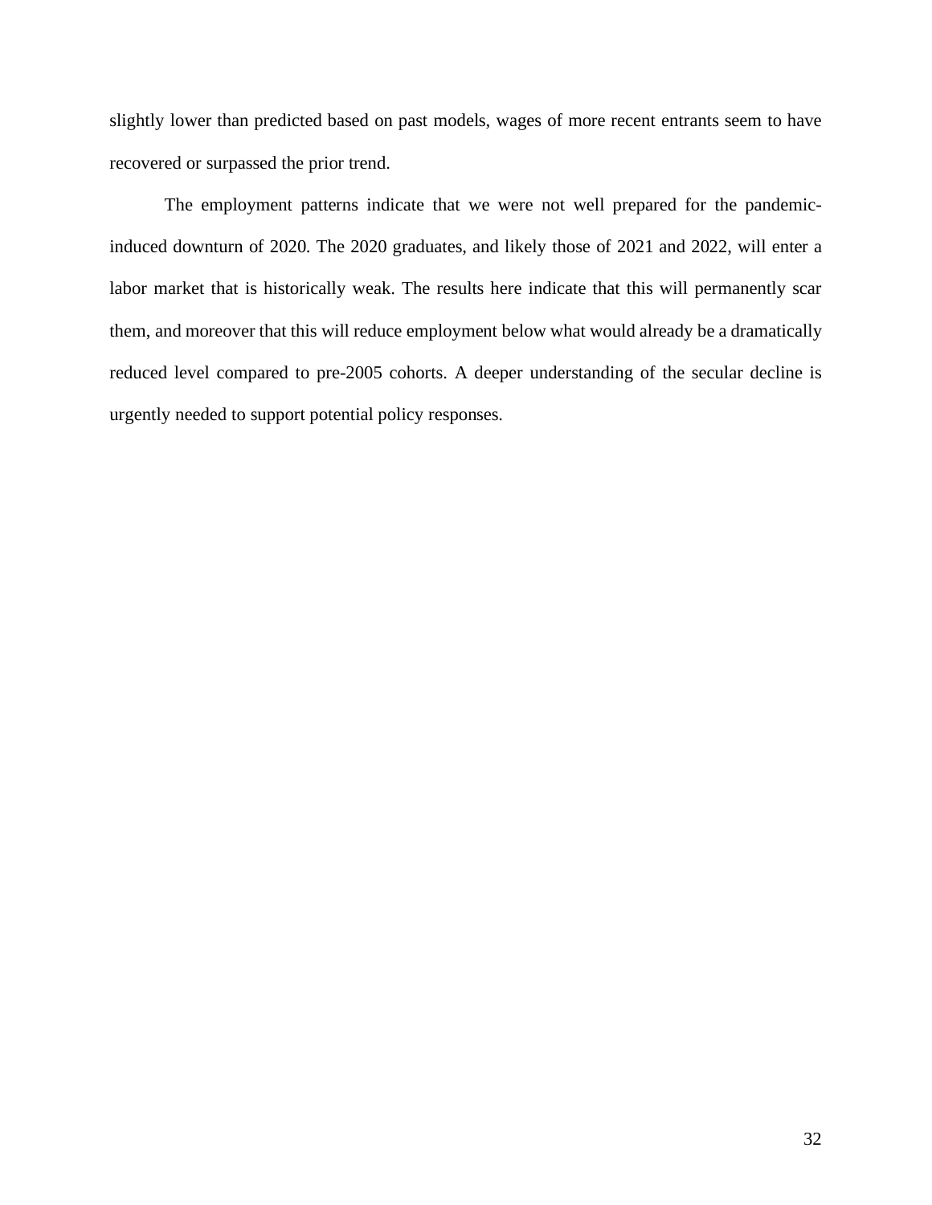slightly lower than predicted based on past models, wages of more recent entrants seem to have recovered or surpassed the prior trend.

The employment patterns indicate that we were not well prepared for the pandemic-induced downturn of 2020. The 2020 graduates, and likely those of 2021 and 2022, will enter a labor market that is historically weak. The results here indicate that this will permanently scar them, and moreover that this will reduce employment below what would already be a dramatically reduced level compared to pre-2005 cohorts. A deeper understanding of the secular decline is urgently needed to support potential policy responses.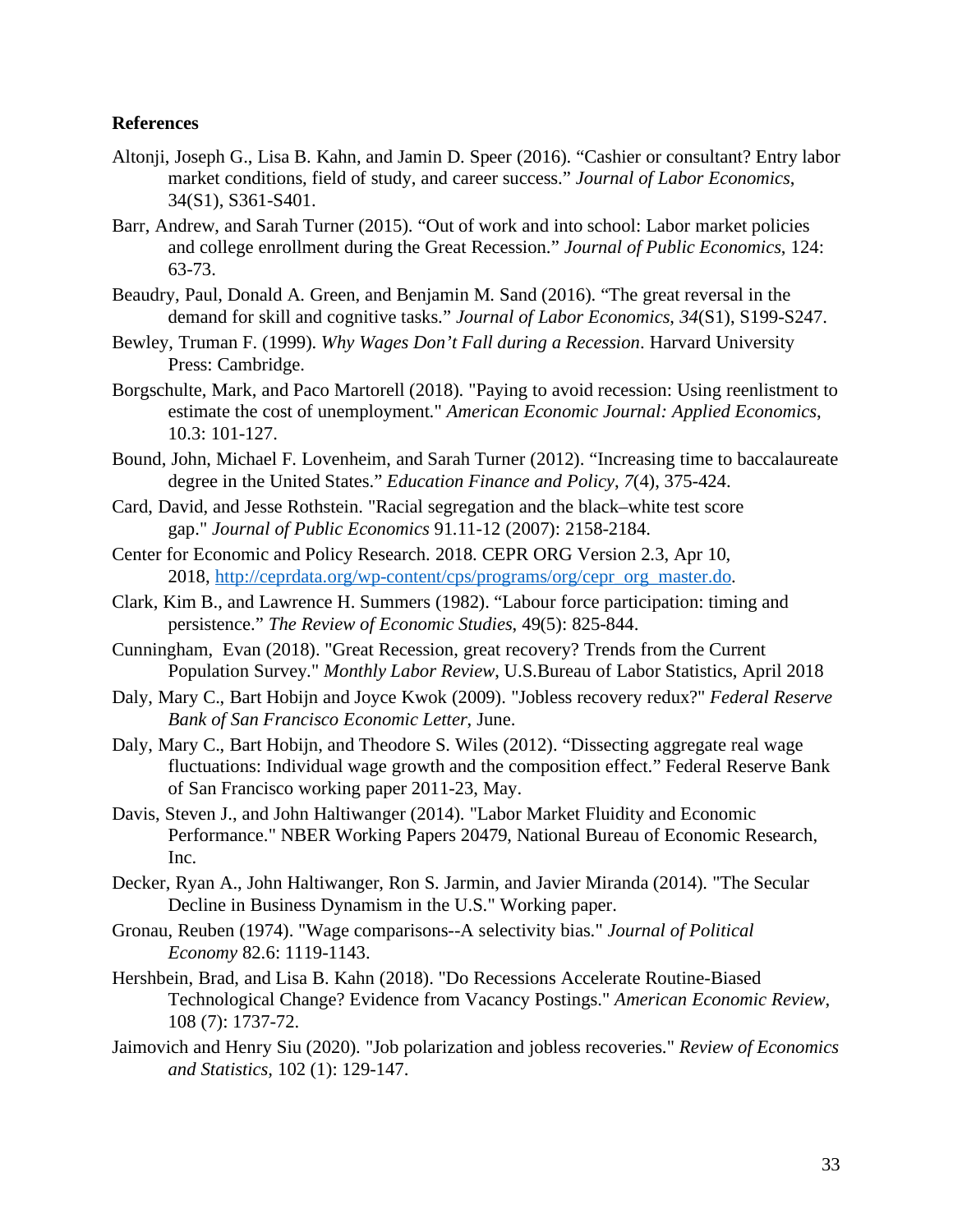**References**

Altonji, Joseph G., Lisa B. Kahn, and Jamin D. Speer (2016). "Cashier or consultant? Entry labor market conditions, field of study, and career success." *Journal of Labor Economics*, 34(S1), S361-S401.

Barr, Andrew, and Sarah Turner (2015). "Out of work and into school: Labor market policies and college enrollment during the Great Recession." *Journal of Public Economics*, 124: 63-73.

Beaudry, Paul, Donald A. Green, and Benjamin M. Sand (2016). "The great reversal in the demand for skill and cognitive tasks." *Journal of Labor Economics*, *34*(S1), S199-S247.

Bewley, Truman F. (1999). *Why Wages Don't Fall during a Recession*. Harvard University Press: Cambridge.

Borgschulte, Mark, and Paco Martorell (2018). "Paying to avoid recession: Using reenlistment to estimate the cost of unemployment." *American Economic Journal: Applied Economics*, 10.3: 101-127.

Bound, John, Michael F. Lovenheim, and Sarah Turner (2012). "Increasing time to baccalaureate degree in the United States." *Education Finance and Policy*, *7*(4), 375-424.

Card, David, and Jesse Rothstein. "Racial segregation and the black–white test score gap." *Journal of Public Economics* 91.11-12 (2007): 2158-2184.

Center for Economic and Policy Research. 2018. CEPR ORG Version 2.3, Apr 10, 2018, http://ceprdata.org/wp-content/cps/programs/org/cepr_org_master.do.

Clark, Kim B., and Lawrence H. Summers (1982). "Labour force participation: timing and persistence." *The Review of Economic Studies*, 49(5): 825-844.

Cunningham, Evan (2018). "Great Recession, great recovery? Trends from the Current Population Survey." *Monthly Labor Review*, U.S.Bureau of Labor Statistics, April 2018

Daly, Mary C., Bart Hobijn and Joyce Kwok (2009). "Jobless recovery redux?" *Federal Reserve Bank of San Francisco Economic Letter*, June.

Daly, Mary C., Bart Hobijn, and Theodore S. Wiles (2012). "Dissecting aggregate real wage fluctuations: Individual wage growth and the composition effect." Federal Reserve Bank of San Francisco working paper 2011-23, May.

Davis, Steven J., and John Haltiwanger (2014). "Labor Market Fluidity and Economic Performance." NBER Working Papers 20479, National Bureau of Economic Research, Inc.

Decker, Ryan A., John Haltiwanger, Ron S. Jarmin, and Javier Miranda (2014). "The Secular Decline in Business Dynamism in the U.S." Working paper.

Gronau, Reuben (1974). "Wage comparisons--A selectivity bias." *Journal of Political Economy* 82.6: 1119-1143.

Hershbein, Brad, and Lisa B. Kahn (2018). "Do Recessions Accelerate Routine-Biased Technological Change? Evidence from Vacancy Postings." *American Economic Review*, 108 (7): 1737-72.

Jaimovich and Henry Siu (2020). "Job polarization and jobless recoveries." *Review of Economics and Statistics*, 102 (1): 129-147.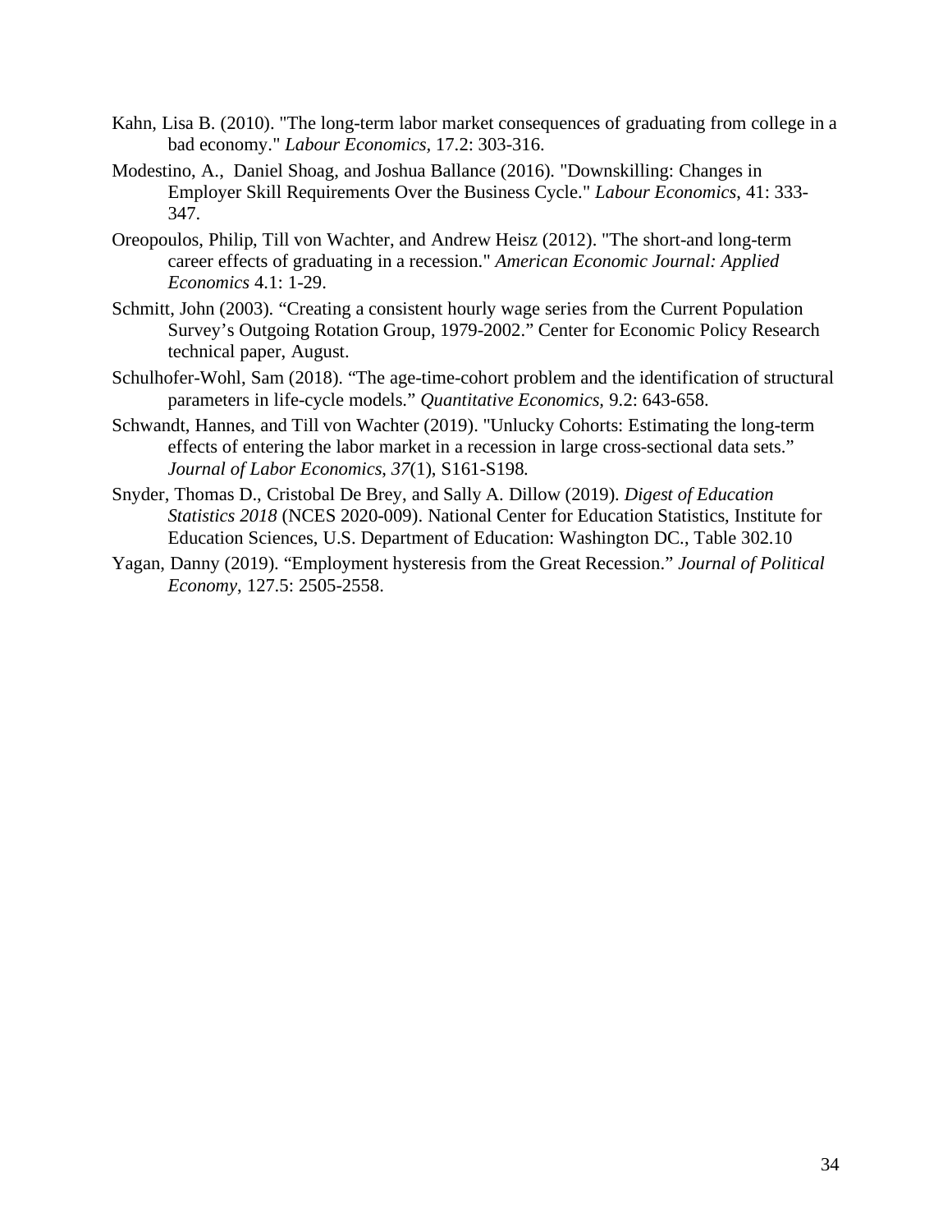Kahn, Lisa B. (2010). "The long-term labor market consequences of graduating from college in a bad economy." *Labour Economics,* 17.2: 303-316.

Modestino, A., Daniel Shoag, and Joshua Ballance (2016). "Downskilling: Changes in Employer Skill Requirements Over the Business Cycle." *Labour Economics*, 41: 333-347.

Oreopoulos, Philip, Till von Wachter, and Andrew Heisz (2012). "The short-and long-term career effects of graduating in a recession." *American Economic Journal: Applied Economics* 4.1: 1-29.

Schmitt, John (2003). "Creating a consistent hourly wage series from the Current Population Survey's Outgoing Rotation Group, 1979-2002." Center for Economic Policy Research technical paper, August.

Schulhofer-Wohl, Sam (2018). "The age-time-cohort problem and the identification of structural parameters in life-cycle models." *Quantitative Economics,* 9.2: 643-658.

Schwandt, Hannes, and Till von Wachter (2019). "Unlucky Cohorts: Estimating the long-term effects of entering the labor market in a recession in large cross-sectional data sets." *Journal of Labor Economics*, *37*(1), S161-S198.

Snyder, Thomas D., Cristobal De Brey, and Sally A. Dillow (2019). *Digest of Education Statistics 2018* (NCES 2020-009). National Center for Education Statistics, Institute for Education Sciences, U.S. Department of Education: Washington DC., Table 302.10

Yagan, Danny (2019). "Employment hysteresis from the Great Recession." *Journal of Political Economy*, 127.5: 2505-2558.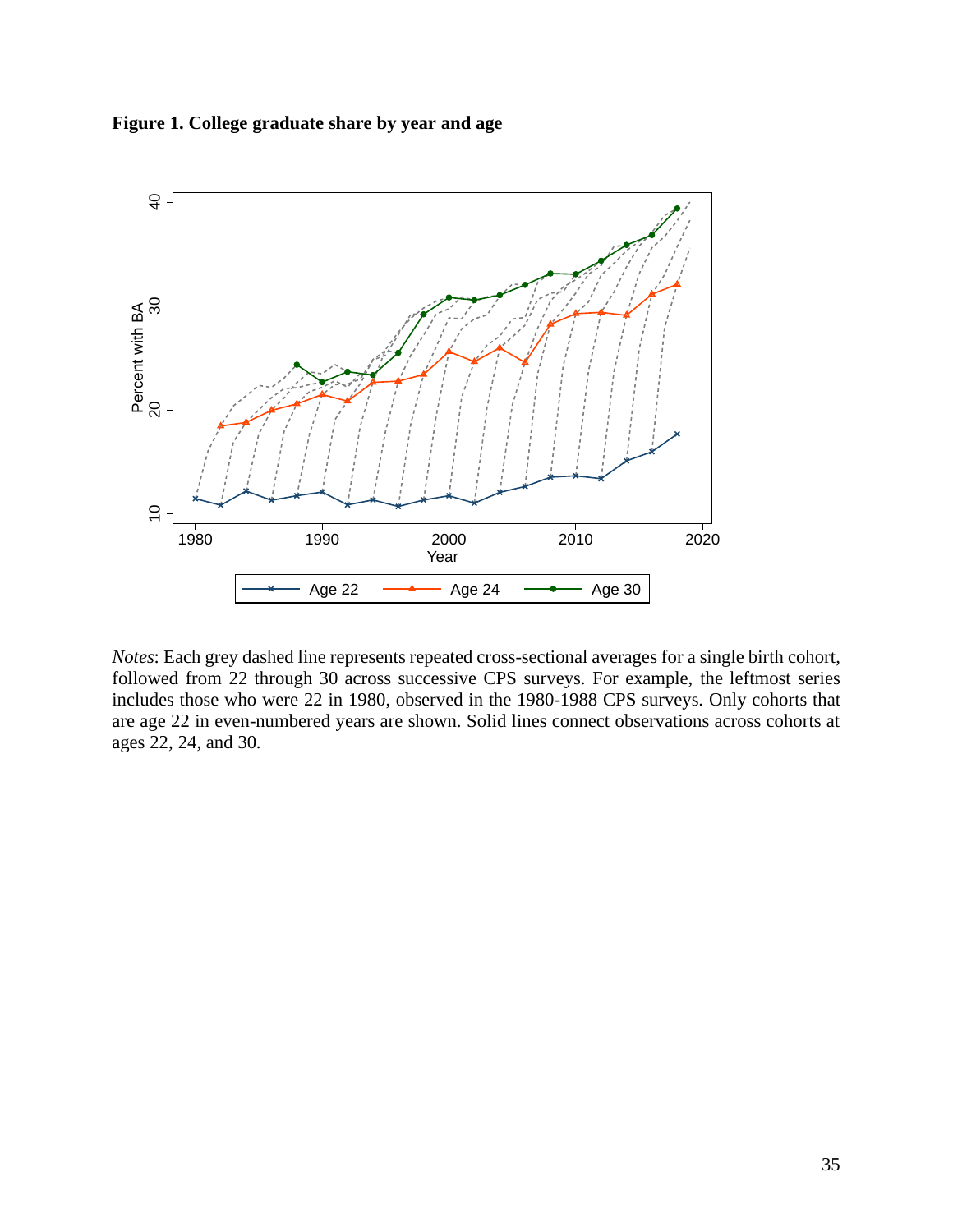**Figure 1. College graduate share by year and age**

*Notes*: Each grey dashed line represents repeated cross-sectional averages for a single birth cohort, followed from 22 through 30 across successive CPS surveys. For example, the leftmost series includes those who were 22 in 1980, observed in the 1980-1988 CPS surveys. Only cohorts that are age 22 in even-numbered years are shown. Solid lines connect observations across cohorts at ages 22, 24, and 30.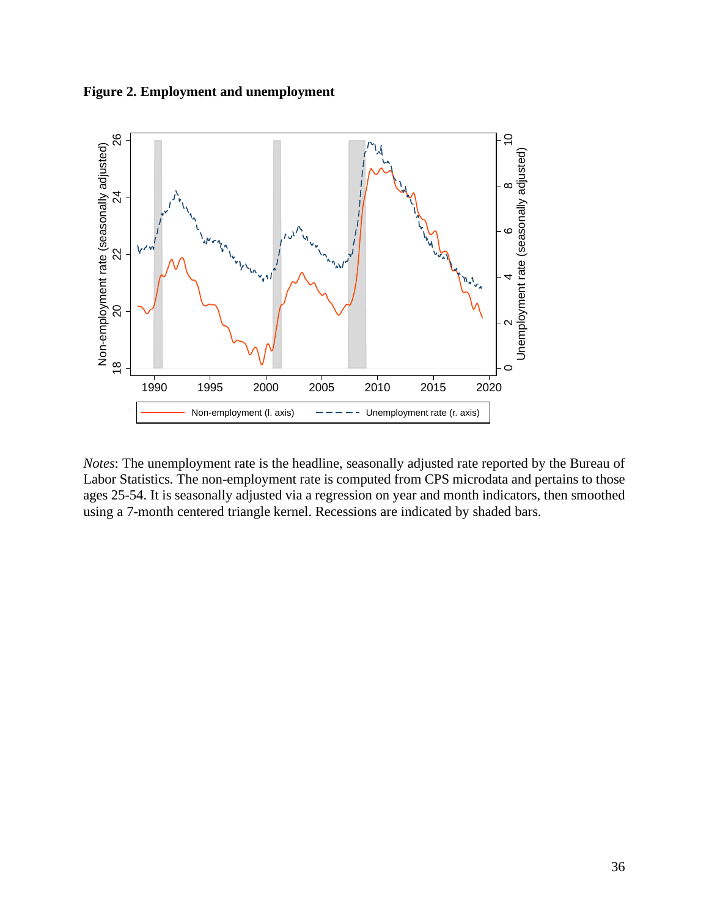**Figure 2. Employment and unemployment**

*Notes*: The unemployment rate is the headline, seasonally adjusted rate reported by the Bureau of Labor Statistics. The non-employment rate is computed from CPS microdata and pertains to those ages 25-54. It is seasonally adjusted via a regression on year and month indicators, then smoothed using a 7-month centered triangle kernel. Recessions are indicated by shaded bars.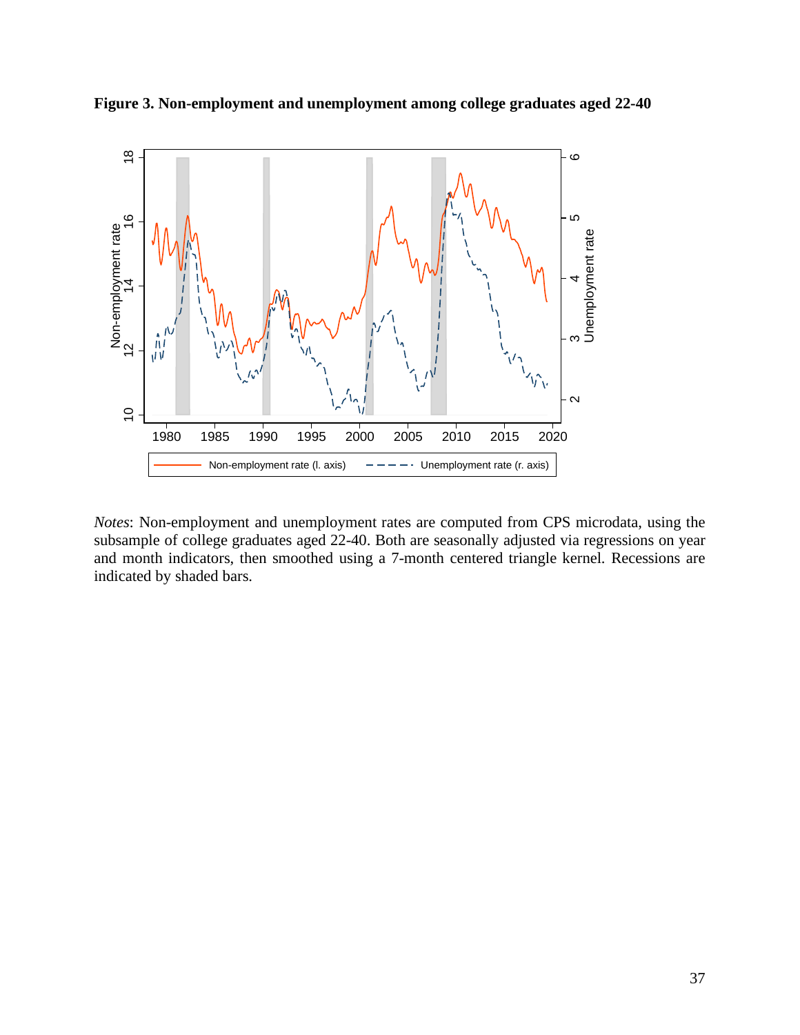**Figure 3. Non-employment and unemployment among college graduates aged 22-40**

*Notes*: Non-employment and unemployment rates are computed from CPS microdata, using the subsample of college graduates aged 22-40. Both are seasonally adjusted via regressions on year and month indicators, then smoothed using a 7-month centered triangle kernel. Recessions are indicated by shaded bars.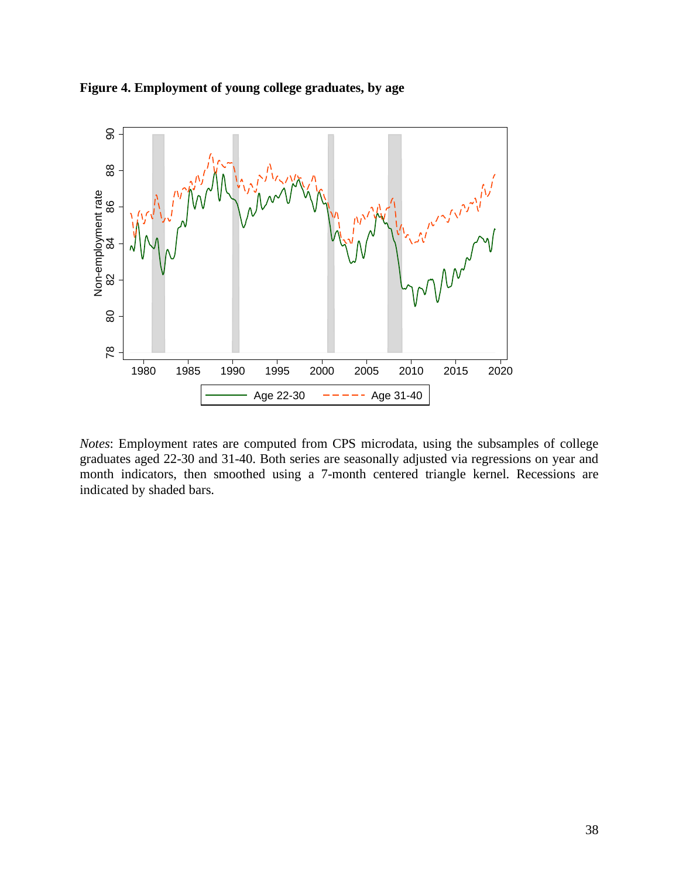**Figure 4. Employment of young college graduates, by age**

*Notes*: Employment rates are computed from CPS microdata, using the subsamples of college graduates aged 22-30 and 31-40. Both series are seasonally adjusted via regressions on year and month indicators, then smoothed using a 7-month centered triangle kernel. Recessions are indicated by shaded bars.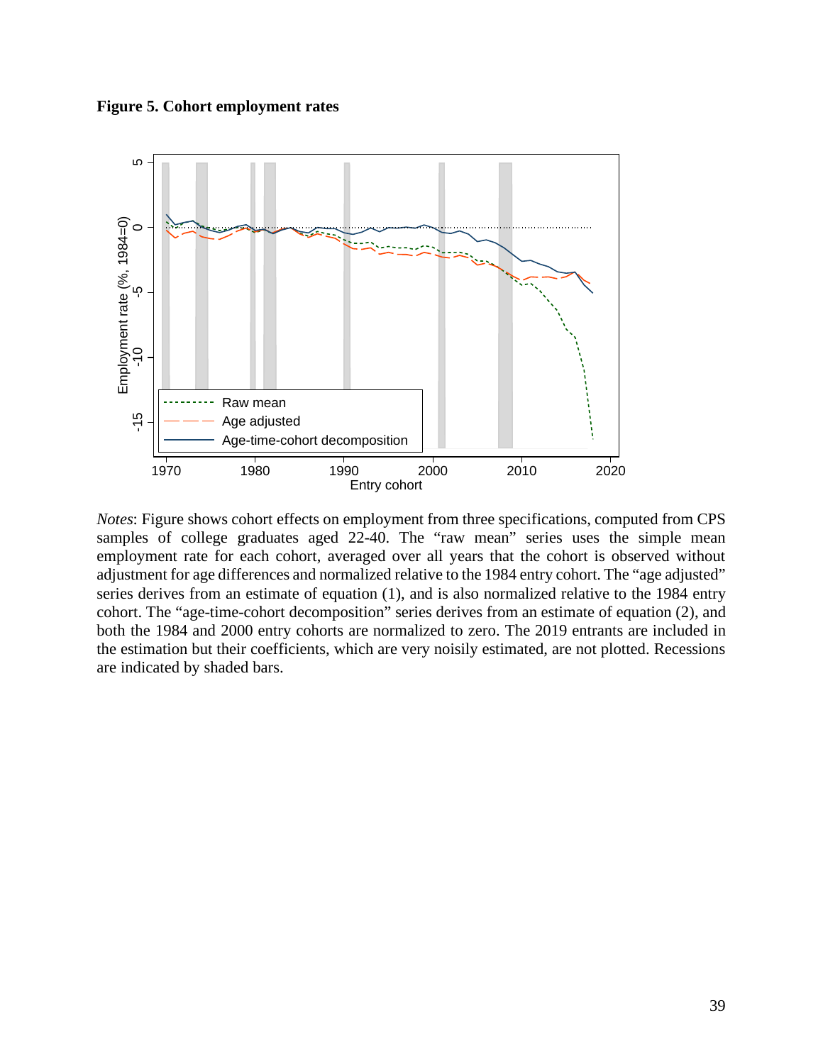**Figure 5. Cohort employment rates**

*Notes*: Figure shows cohort effects on employment from three specifications, computed from CPS samples of college graduates aged 22-40. The "raw mean" series uses the simple mean employment rate for each cohort, averaged over all years that the cohort is observed without adjustment for age differences and normalized relative to the 1984 entry cohort. The "age adjusted" series derives from an estimate of equation (1), and is also normalized relative to the 1984 entry cohort. The "age-time-cohort decomposition" series derives from an estimate of equation (2), and both the 1984 and 2000 entry cohorts are normalized to zero. The 2019 entrants are included in the estimation but their coefficients, which are very noisily estimated, are not plotted. Recessions are indicated by shaded bars.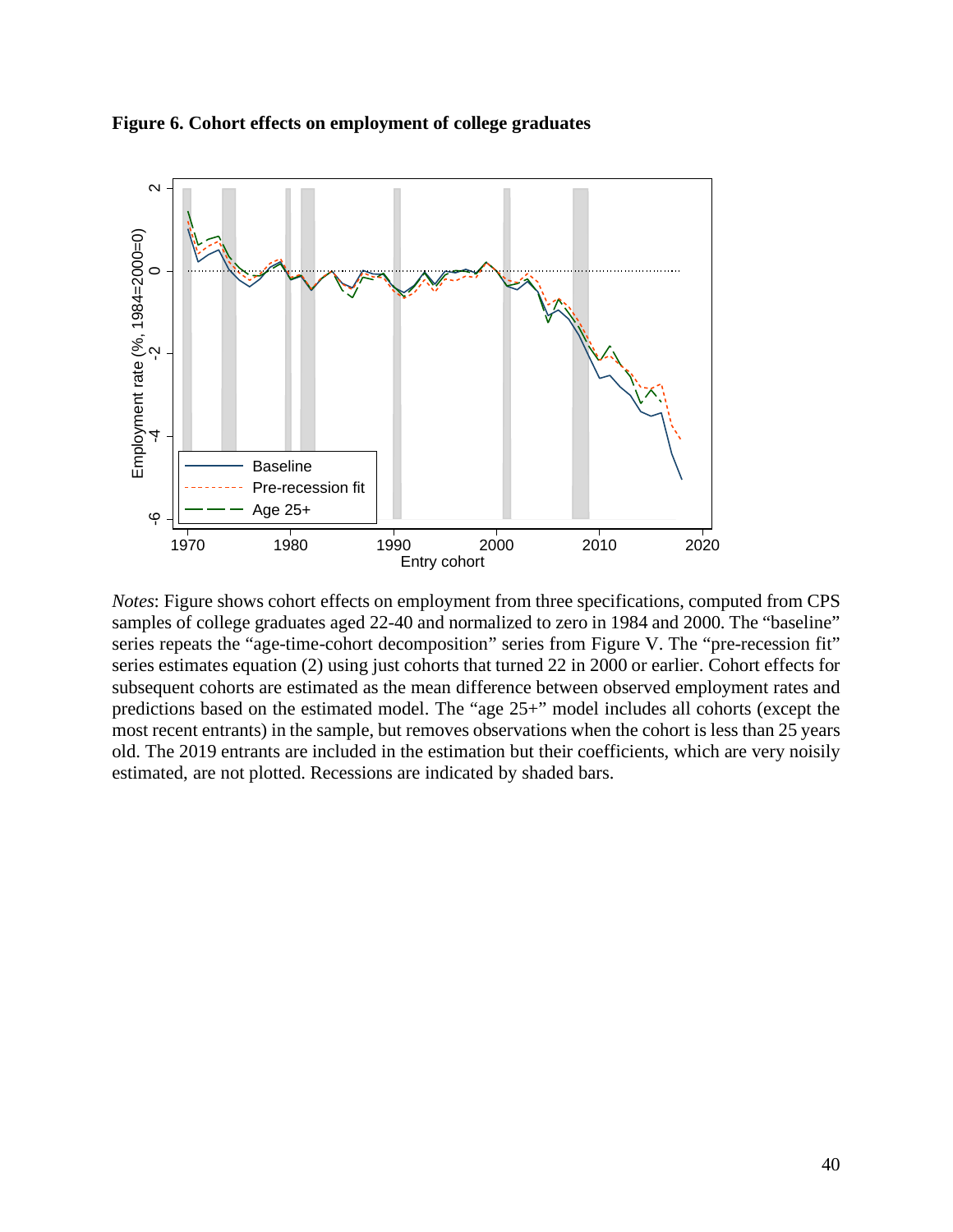**Figure 6. Cohort effects on employment of college graduates**

*Notes*: Figure shows cohort effects on employment from three specifications, computed from CPS samples of college graduates aged 22-40 and normalized to zero in 1984 and 2000. The "baseline" series repeats the "age-time-cohort decomposition" series from Figure V. The "pre-recession fit" series estimates equation (2) using just cohorts that turned 22 in 2000 or earlier. Cohort effects for subsequent cohorts are estimated as the mean difference between observed employment rates and predictions based on the estimated model. The "age 25+" model includes all cohorts (except the most recent entrants) in the sample, but removes observations when the cohort is less than 25 years old. The 2019 entrants are included in the estimation but their coefficients, which are very noisily estimated, are not plotted. Recessions are indicated by shaded bars.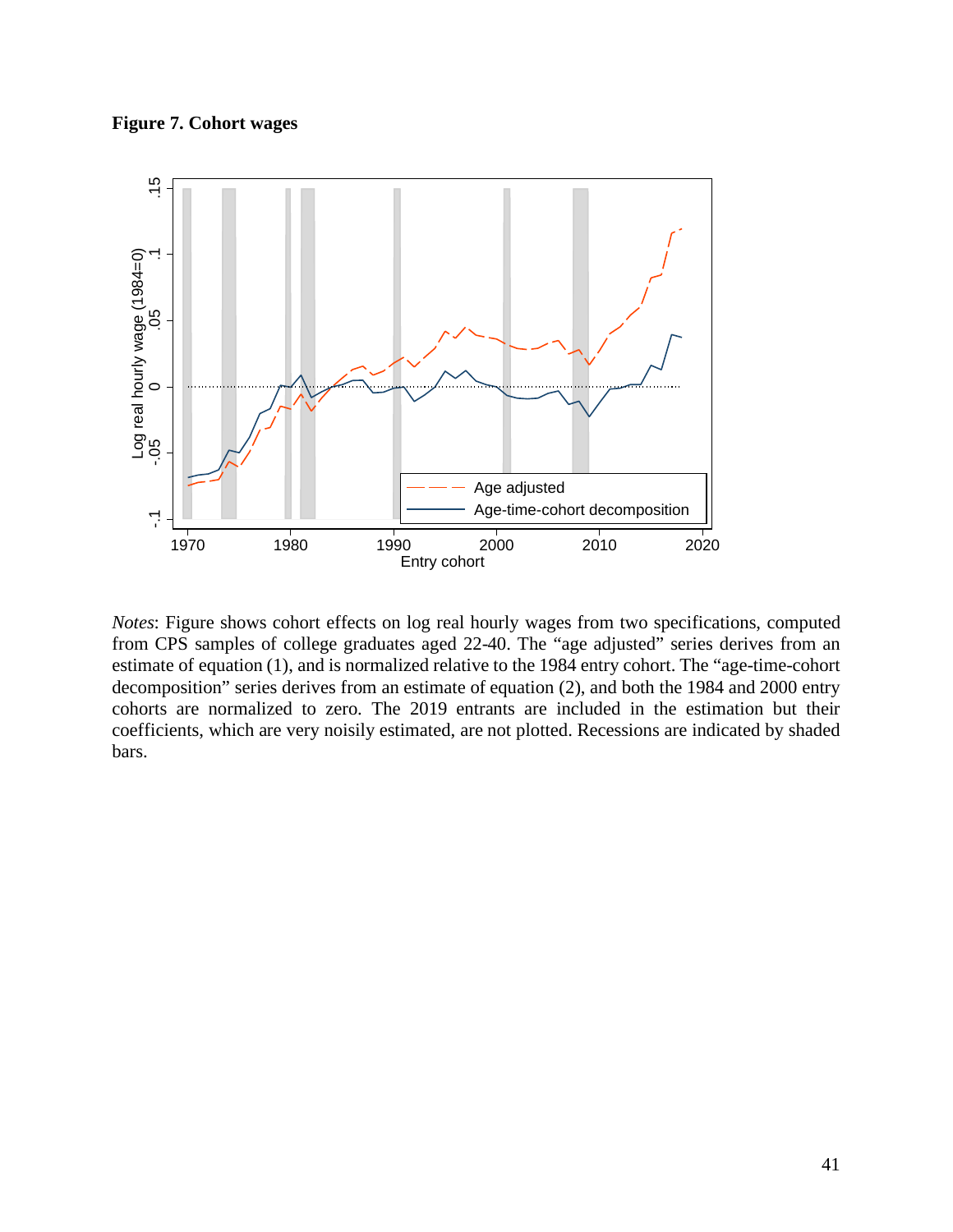**Figure 7. Cohort wages**

*Notes*: Figure shows cohort effects on log real hourly wages from two specifications, computed from CPS samples of college graduates aged 22-40. The "age adjusted" series derives from an estimate of equation (1), and is normalized relative to the 1984 entry cohort. The "age-time-cohort decomposition" series derives from an estimate of equation (2), and both the 1984 and 2000 entry cohorts are normalized to zero. The 2019 entrants are included in the estimation but their coefficients, which are very noisily estimated, are not plotted. Recessions are indicated by shaded bars.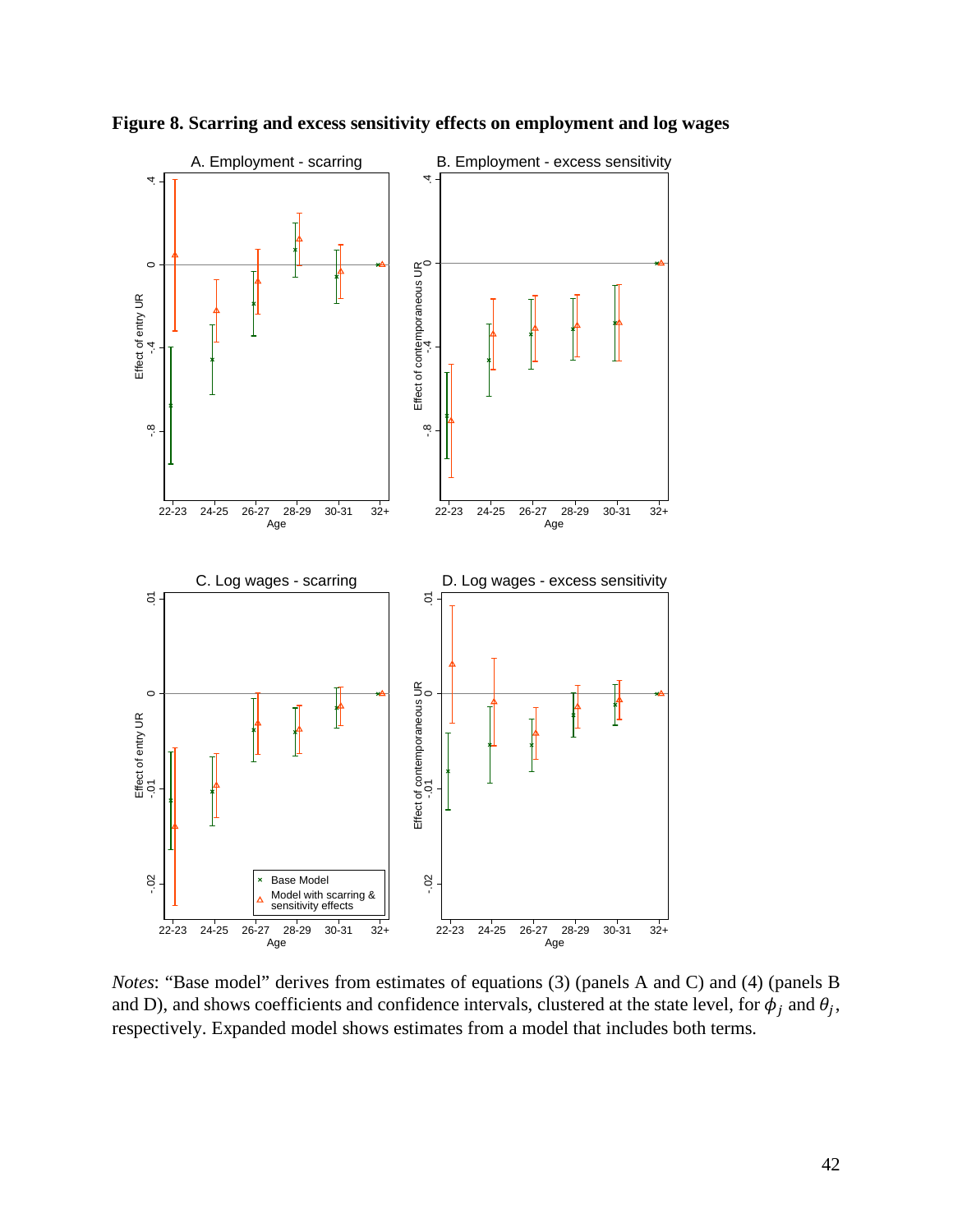**Figure 8. Scarring and excess sensitivity effects on employment and log wages**

*Notes*: "Base model" derives from estimates of equations (3) (panels A and C) and (4) (panels B and D), and shows coefficients and confidence intervals, clustered at the state level, for $\phi_j$ and $\theta_j$, respectively. Expanded model shows estimates from a model that includes both terms.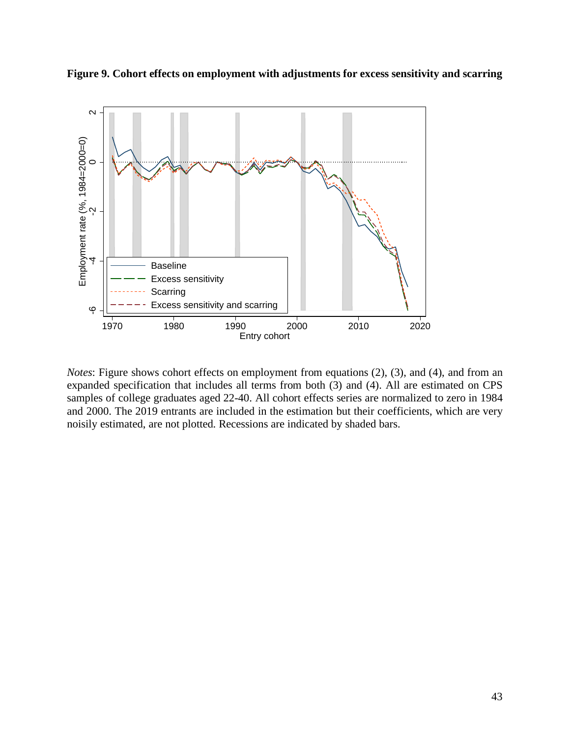**Figure 9. Cohort effects on employment with adjustments for excess sensitivity and scarring**

*Notes*: Figure shows cohort effects on employment from equations (2), (3), and (4), and from an expanded specification that includes all terms from both (3) and (4). All are estimated on CPS samples of college graduates aged 22-40. All cohort effects series are normalized to zero in 1984 and 2000. The 2019 entrants are included in the estimation but their coefficients, which are very noisily estimated, are not plotted. Recessions are indicated by shaded bars.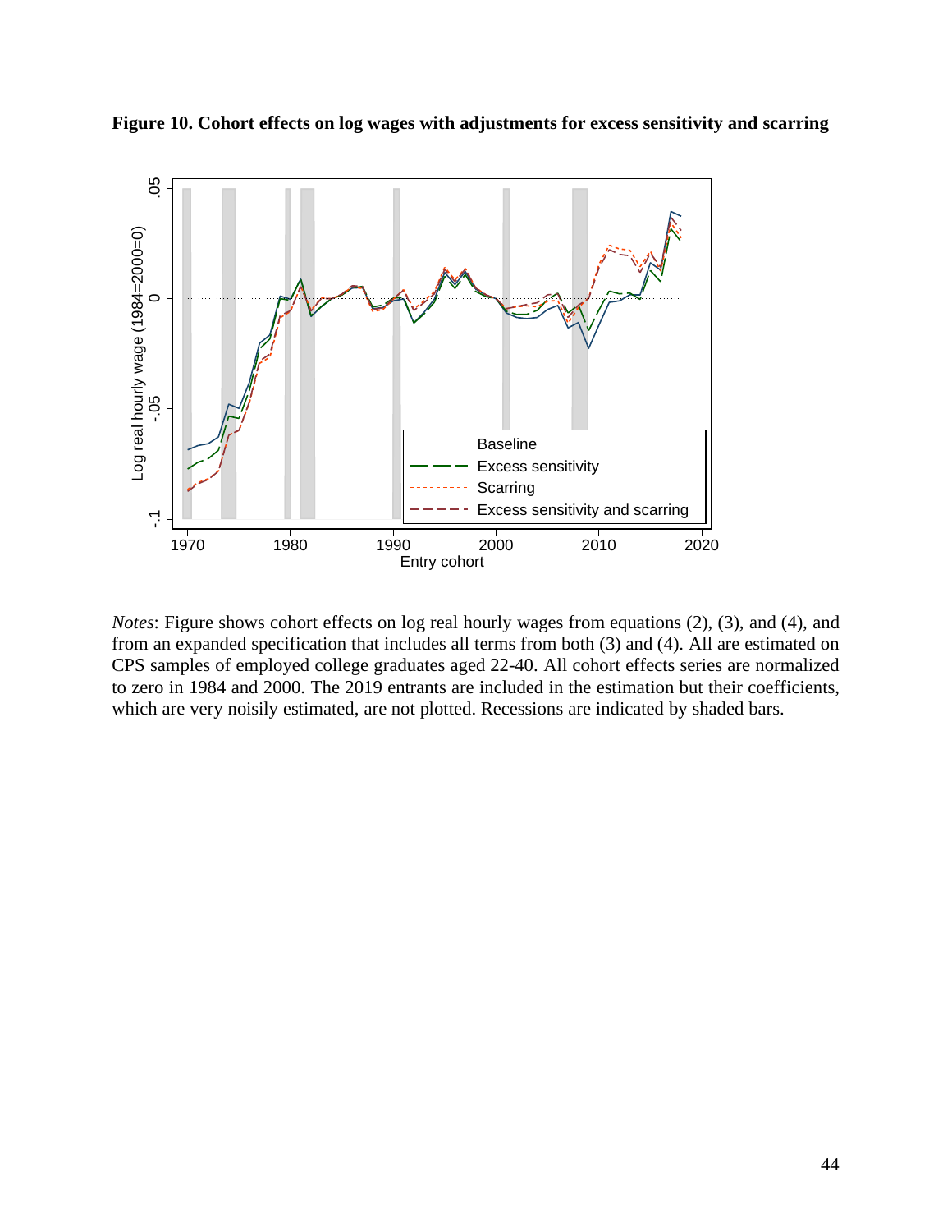**Figure 10. Cohort effects on log wages with adjustments for excess sensitivity and scarring**

*Notes*: Figure shows cohort effects on log real hourly wages from equations (2), (3), and (4), and from an expanded specification that includes all terms from both (3) and (4). All are estimated on CPS samples of employed college graduates aged 22-40. All cohort effects series are normalized to zero in 1984 and 2000. The 2019 entrants are included in the estimation but their coefficients, which are very noisily estimated, are not plotted. Recessions are indicated by shaded bars.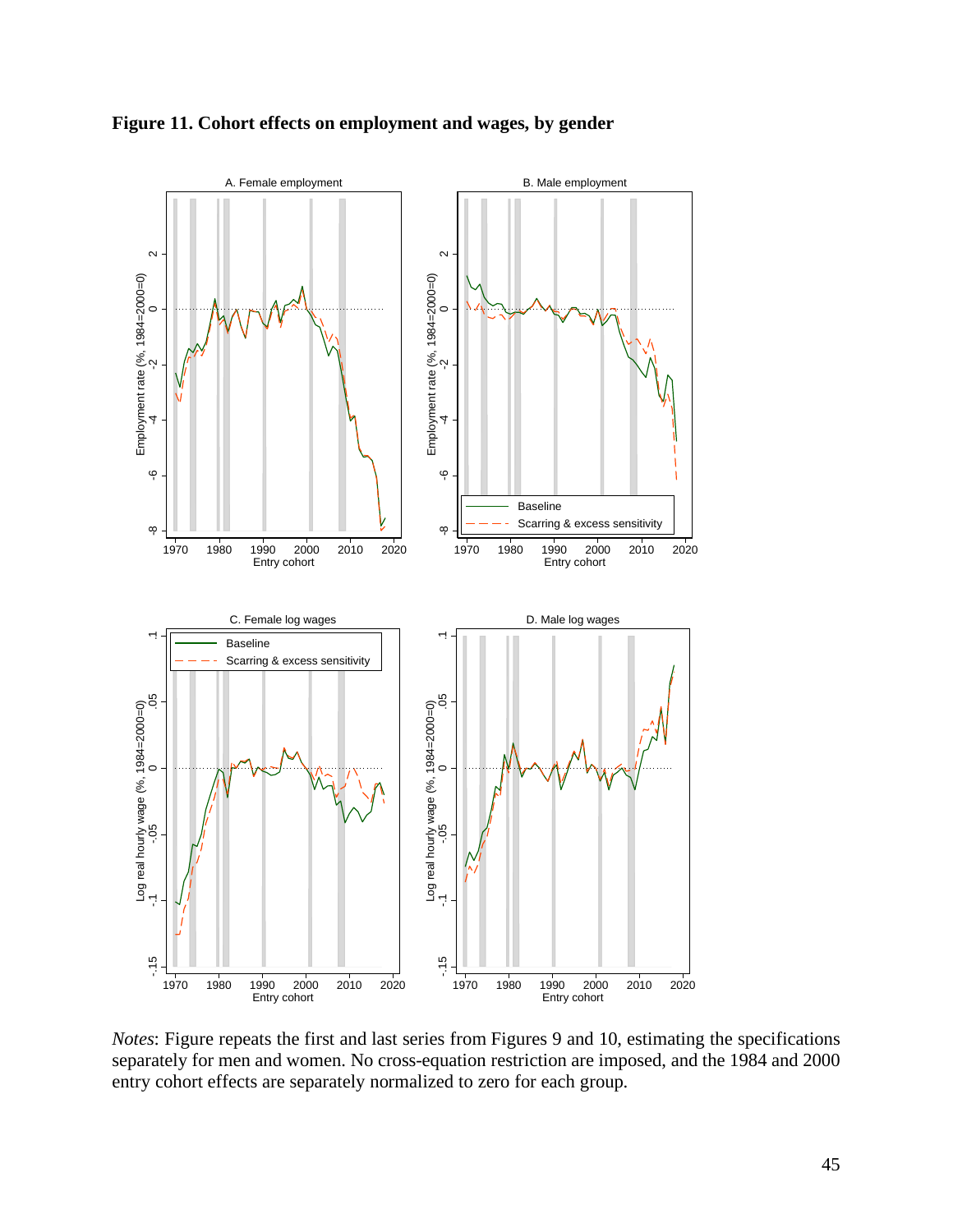**Figure 11. Cohort effects on employment and wages, by gender**

*Notes*: Figure repeats the first and last series from Figures 9 and 10, estimating the specifications separately for men and women. No cross-equation restriction are imposed, and the 1984 and 2000 entry cohort effects are separately normalized to zero for each group.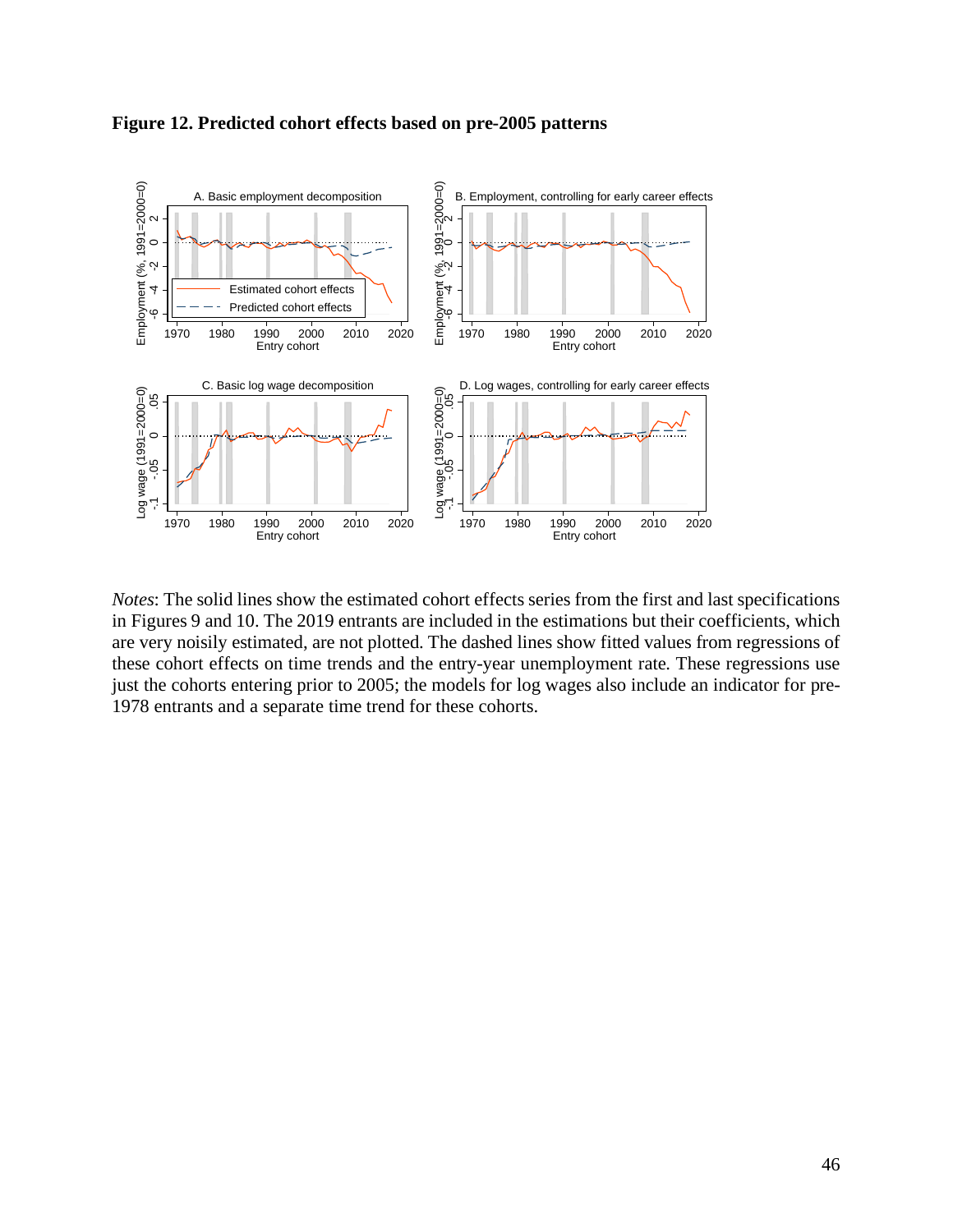**Figure 12. Predicted cohort effects based on pre-2005 patterns**

*Notes*: The solid lines show the estimated cohort effects series from the first and last specifications in Figures 9 and 10. The 2019 entrants are included in the estimations but their coefficients, which are very noisily estimated, are not plotted. The dashed lines show fitted values from regressions of these cohort effects on time trends and the entry-year unemployment rate. These regressions use just the cohorts entering prior to 2005; the models for log wages also include an indicator for pre-1978 entrants and a separate time trend for these cohorts.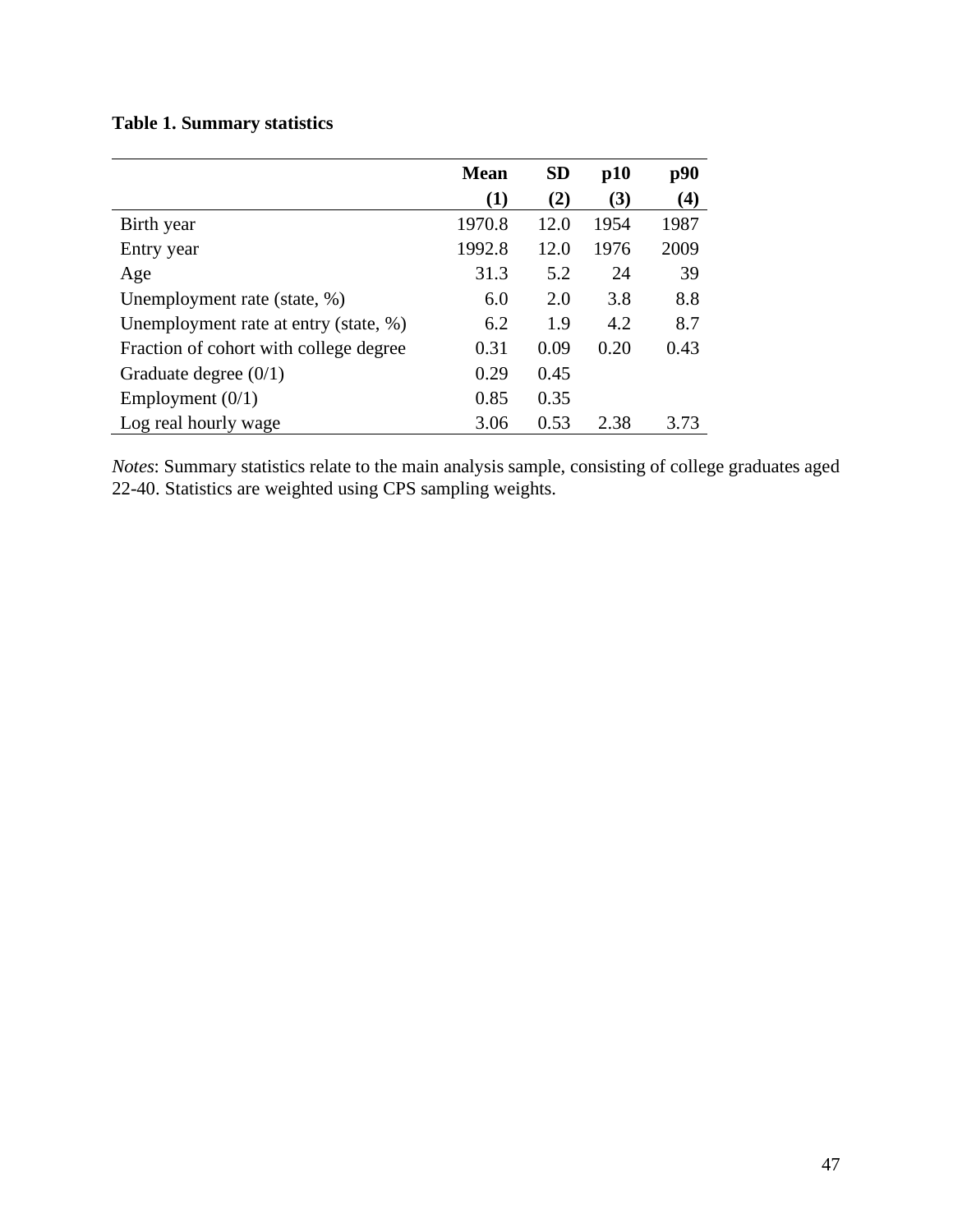**Table 1. Summary statistics**

| | Mean | SD | p10 | p90 |
|---|---|---|---|---|
| | (1) | (2) | (3) | (4) |
| Birth year | 1970.8 | 12.0 | 1954 | 1987 |
| Entry year | 1992.8 | 12.0 | 1976 | 2009 |
| Age | 31.3 | 5.2 | 24 | 39 |
| Unemployment rate (state, %) | 6.0 | 2.0 | 3.8 | 8.8 |
| Unemployment rate at entry (state, %) | 6.2 | 1.9 | 4.2 | 8.7 |
| Fraction of cohort with college degree | 0.31 | 0.09 | 0.20 | 0.43 |
| Graduate degree (0/1) | 0.29 | 0.45 | | |
| Employment (0/1) | 0.85 | 0.35 | | |
| Log real hourly wage | 3.06 | 0.53 | 2.38 | 3.73 |

*Notes*: Summary statistics relate to the main analysis sample, consisting of college graduates aged 22-40. Statistics are weighted using CPS sampling weights.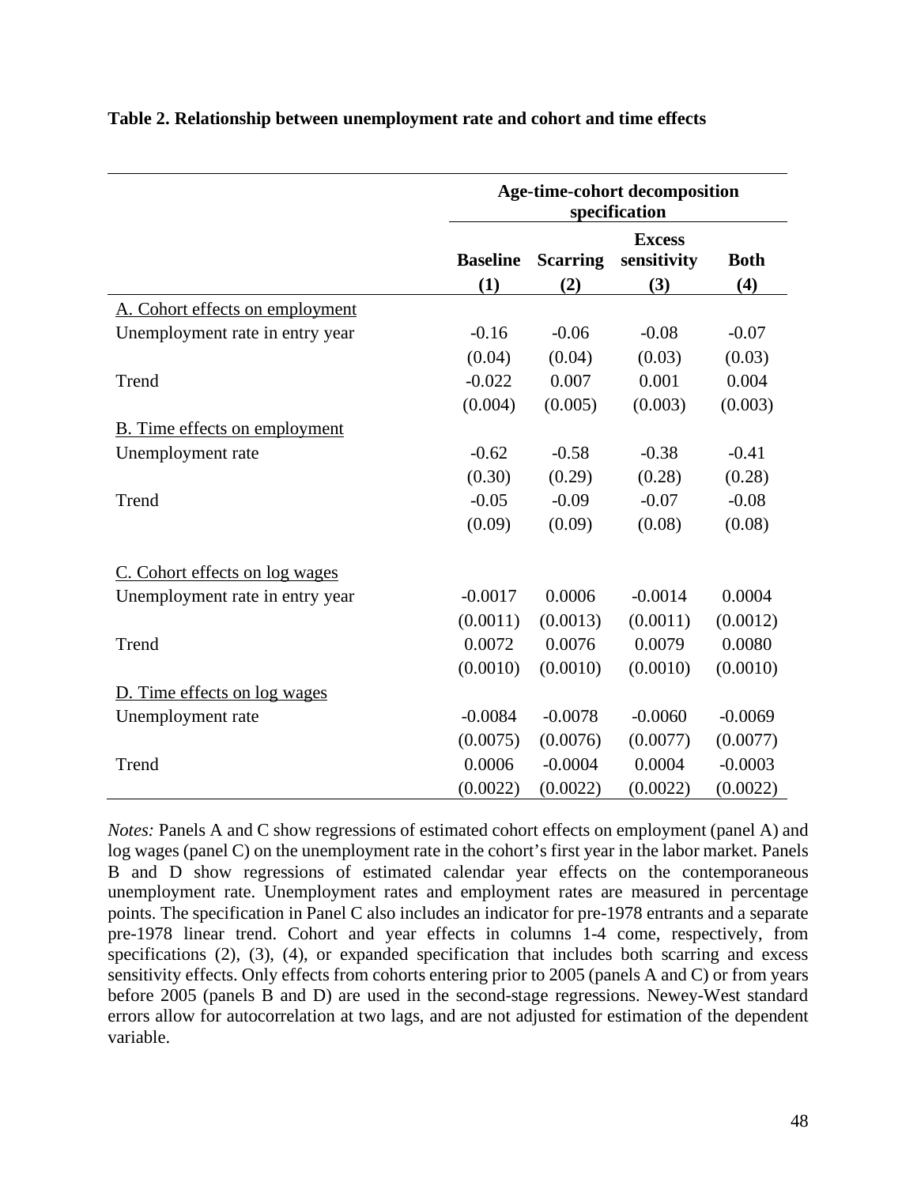**Table 2. Relationship between unemployment rate and cohort and time effects**

| | Age-time-cohort decomposition specification | | | |
|---|---|---|---|---|
| | **Baseline** | **Scarring** | **Excess sensitivity** | **Both** |
| | **(1)** | **(2)** | **(3)** | **(4)** |
| A. Cohort effects on employment | | | | |
| Unemployment rate in entry year | -0.16 | -0.06 | -0.08 | -0.07 |
| | (0.04) | (0.04) | (0.03) | (0.03) |
| Trend | -0.022 | 0.007 | 0.001 | 0.004 |
| | (0.004) | (0.005) | (0.003) | (0.003) |
| B. Time effects on employment | | | | |
| Unemployment rate | -0.62 | -0.58 | -0.38 | -0.41 |
| | (0.30) | (0.29) | (0.28) | (0.28) |
| Trend | -0.05 | -0.09 | -0.07 | -0.08 |
| | (0.09) | (0.09) | (0.08) | (0.08) |
| C. Cohort effects on log wages | | | | |
| Unemployment rate in entry year | -0.0017 | 0.0006 | -0.0014 | 0.0004 |
| | (0.0011) | (0.0013) | (0.0011) | (0.0012) |
| Trend | 0.0072 | 0.0076 | 0.0079 | 0.0080 |
| | (0.0010) | (0.0010) | (0.0010) | (0.0010) |
| D. Time effects on log wages | | | | |
| Unemployment rate | -0.0084 | -0.0078 | -0.0060 | -0.0069 |
| | (0.0075) | (0.0076) | (0.0077) | (0.0077) |
| Trend | 0.0006 | -0.0004 | 0.0004 | -0.0003 |
| | (0.0022) | (0.0022) | (0.0022) | (0.0022) |

*Notes:* Panels A and C show regressions of estimated cohort effects on employment (panel A) and log wages (panel C) on the unemployment rate in the cohort's first year in the labor market. Panels B and D show regressions of estimated calendar year effects on the contemporaneous unemployment rate. Unemployment rates and employment rates are measured in percentage points. The specification in Panel C also includes an indicator for pre-1978 entrants and a separate pre-1978 linear trend. Cohort and year effects in columns 1-4 come, respectively, from specifications (2), (3), (4), or expanded specification that includes both scarring and excess sensitivity effects. Only effects from cohorts entering prior to 2005 (panels A and C) or from years before 2005 (panels B and D) are used in the second-stage regressions. Newey-West standard errors allow for autocorrelation at two lags, and are not adjusted for estimation of the dependent variable.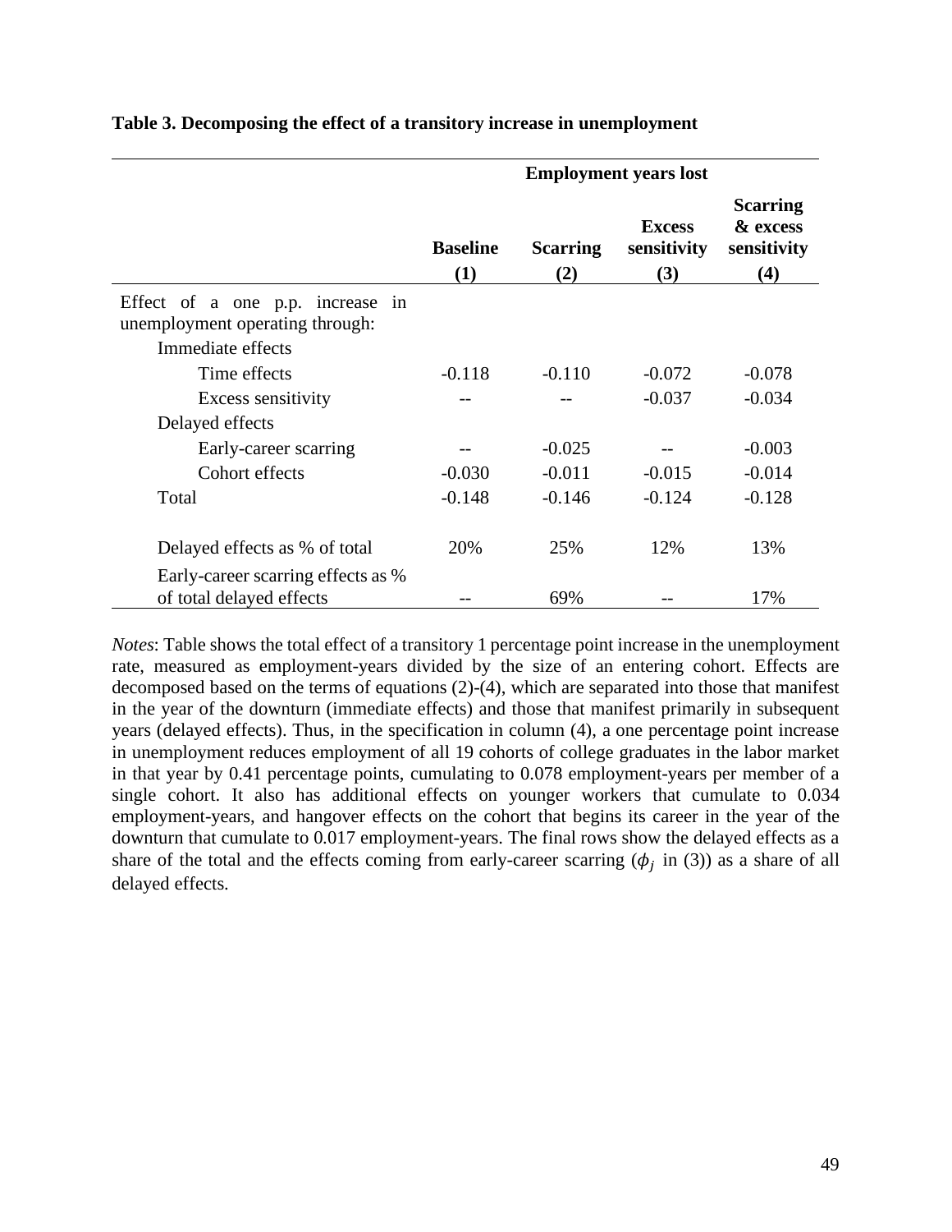**Table 3. Decomposing the effect of a transitory increase in unemployment**

| | Employment years lost | | | |
|---|---|---|---|---|
| | **Baseline (1)** | **Scarring (2)** | **Excess sensitivity (3)** | **Scarring & excess sensitivity (4)** |
| Effect of a one p.p. increase in unemployment operating through: | | | | |
| Immediate effects | | | | |
| Time effects | -0.118 | -0.110 | -0.072 | -0.078 |
| Excess sensitivity | -- | -- | -0.037 | -0.034 |
| Delayed effects | | | | |
| Early-career scarring | -- | -0.025 | -- | -0.003 |
| Cohort effects | -0.030 | -0.011 | -0.015 | -0.014 |
| Total | -0.148 | -0.146 | -0.124 | -0.128 |
| Delayed effects as % of total | 20% | 25% | 12% | 13% |
| Early-career scarring effects as % of total delayed effects | -- | 69% | -- | 17% |

*Notes*: Table shows the total effect of a transitory 1 percentage point increase in the unemployment rate, measured as employment-years divided by the size of an entering cohort. Effects are decomposed based on the terms of equations (2)-(4), which are separated into those that manifest in the year of the downturn (immediate effects) and those that manifest primarily in subsequent years (delayed effects). Thus, in the specification in column (4), a one percentage point increase in unemployment reduces employment of all 19 cohorts of college graduates in the labor market in that year by 0.41 percentage points, cumulating to 0.078 employment-years per member of a single cohort. It also has additional effects on younger workers that cumulate to 0.034 employment-years, and hangover effects on the cohort that begins its career in the year of the downturn that cumulate to 0.017 employment-years. The final rows show the delayed effects as a share of the total and the effects coming from early-career scarring ($\phi_j$ in (3)) as a share of all delayed effects.